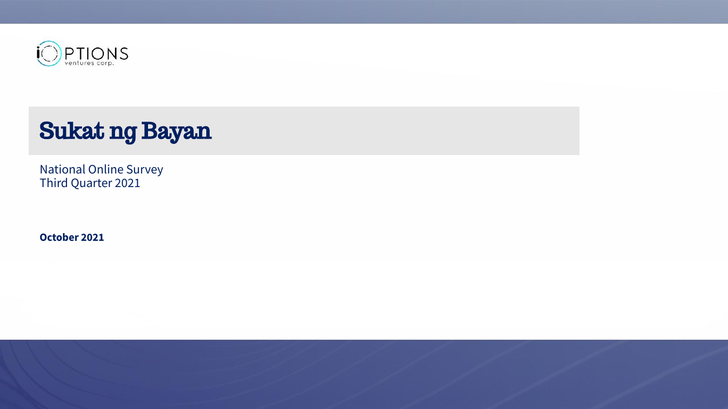OPTIONS ventures corp.

# Sukat ng Bayan

National Online Survey
Third Quarter 2021

**October 2021**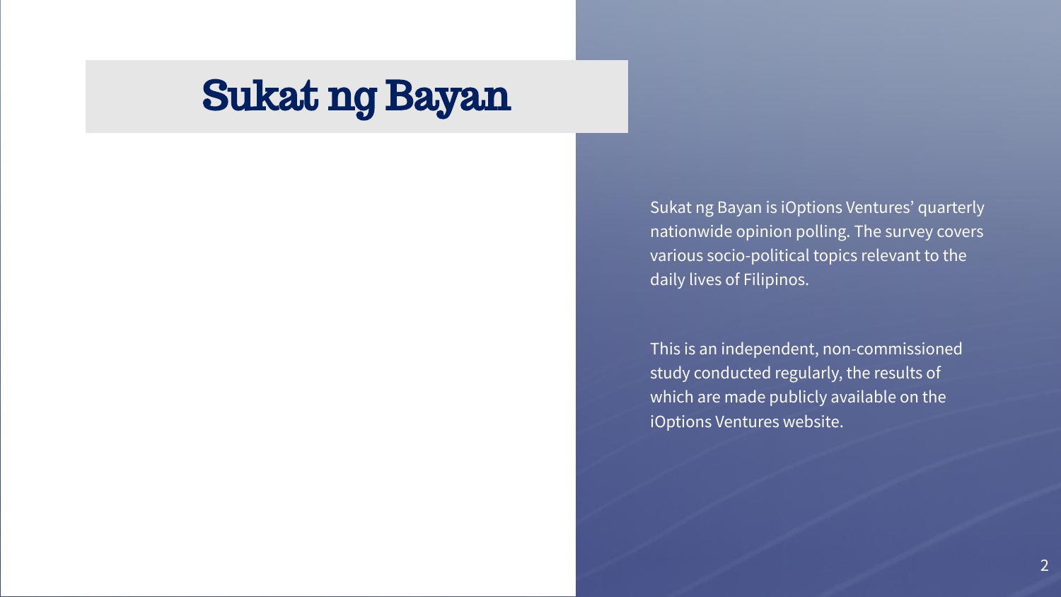# Sukat ng Bayan

Sukat ng Bayan is iOptions Ventures' quarterly nationwide opinion polling. The survey covers various socio-political topics relevant to the daily lives of Filipinos.

This is an independent, non-commissioned study conducted regularly, the results of which are made publicly available on the iOptions Ventures website.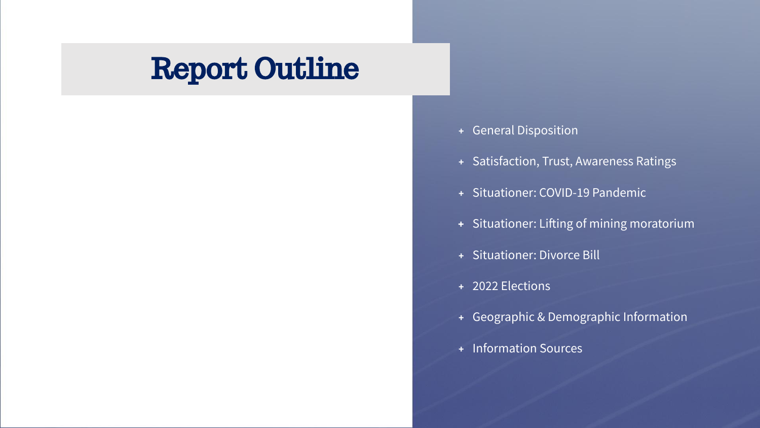# Report Outline

- General Disposition
- Satisfaction, Trust, Awareness Ratings
- Situationer: COVID-19 Pandemic
- Situationer: Lifting of mining moratorium
- Situationer: Divorce Bill
- 2022 Elections
- Geographic & Demographic Information
- Information Sources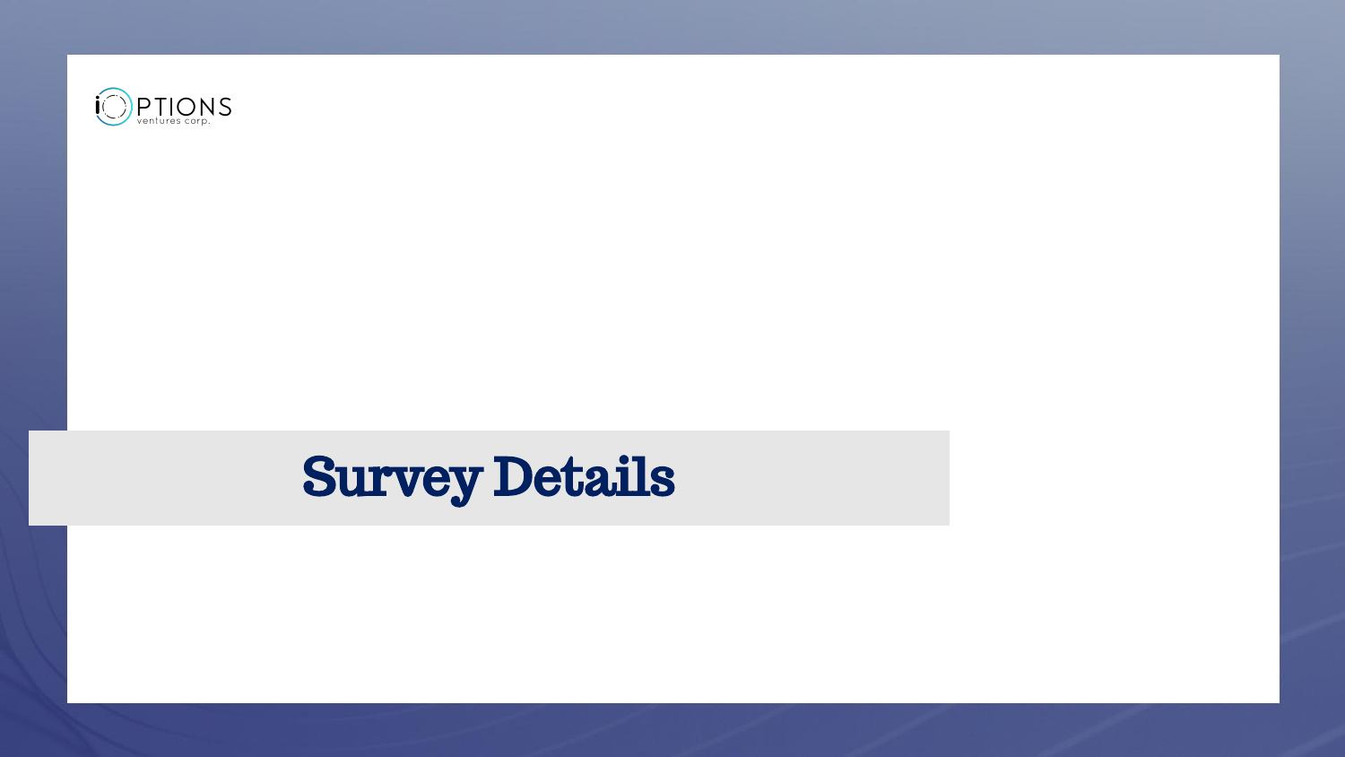# Survey Details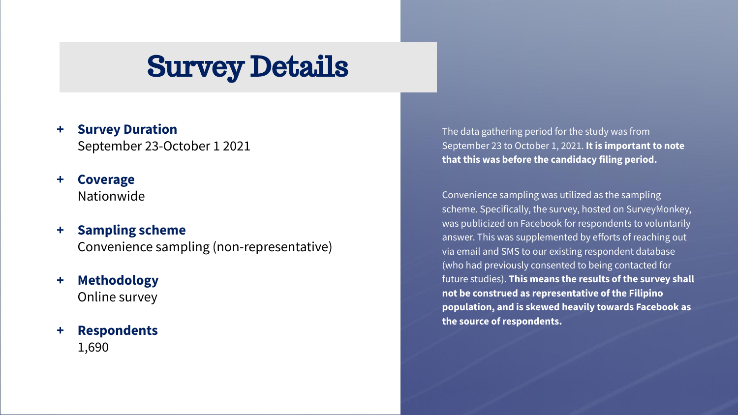# Survey Details

- **Survey Duration**
  September 23-October 1 2021
- **Coverage**
  Nationwide
- **Sampling scheme**
  Convenience sampling (non-representative)
- **Methodology**
  Online survey
- **Respondents**
  1,690

The data gathering period for the study was from September 23 to October 1, 2021. **It is important to note that this was before the candidacy filing period.**

Convenience sampling was utilized as the sampling scheme. Specifically, the survey, hosted on SurveyMonkey, was publicized on Facebook for respondents to voluntarily answer. This was supplemented by efforts of reaching out via email and SMS to our existing respondent database (who had previously consented to being contacted for future studies). **This means the results of the survey shall not be construed as representative of the Filipino population, and is skewed heavily towards Facebook as the source of respondents.**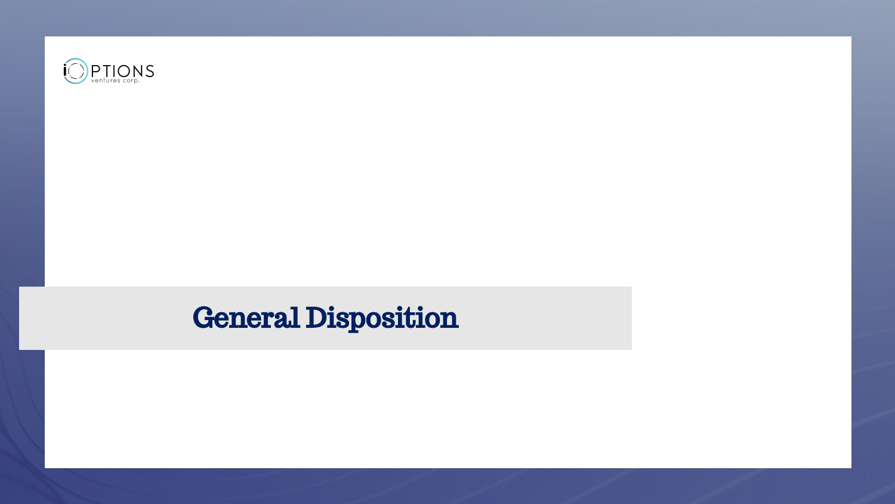# General Disposition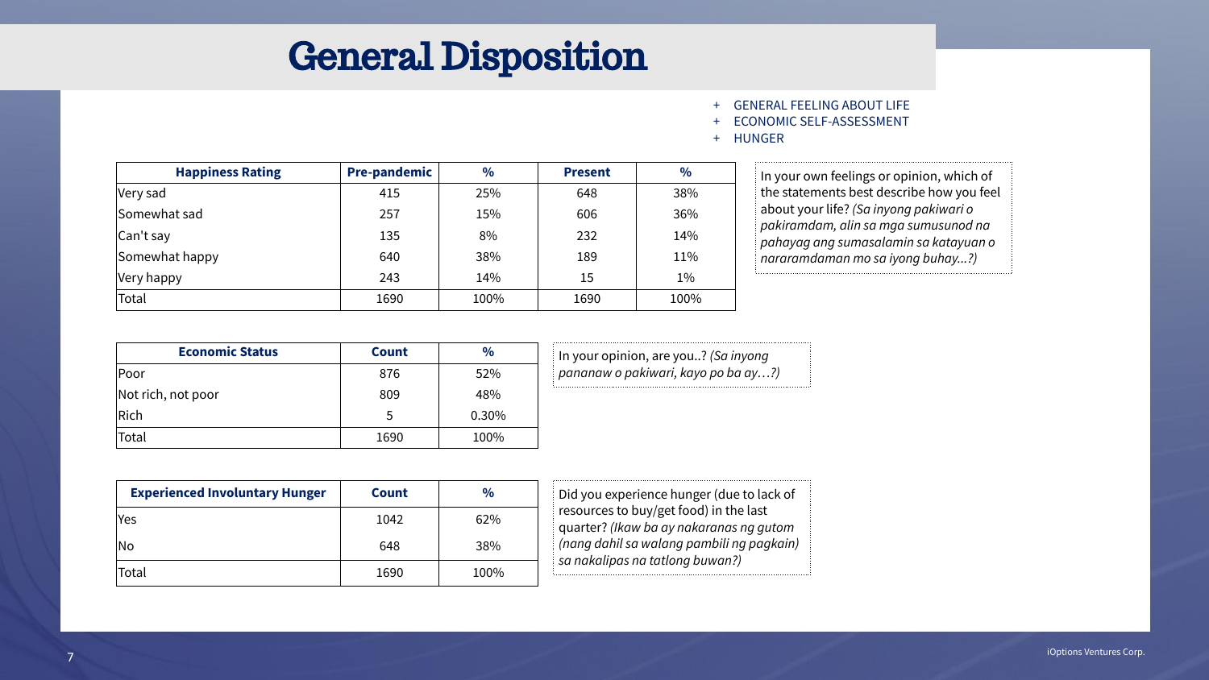# General Disposition

- GENERAL FEELING ABOUT LIFE
- ECONOMIC SELF-ASSESSMENT
- HUNGER

| Happiness Rating | Pre-pandemic | % | Present | % |
|---|---|---|---|---|
| Very sad | 415 | 25% | 648 | 38% |
| Somewhat sad | 257 | 15% | 606 | 36% |
| Can't say | 135 | 8% | 232 | 14% |
| Somewhat happy | 640 | 38% | 189 | 11% |
| Very happy | 243 | 14% | 15 | 1% |
| Total | 1690 | 100% | 1690 | 100% |

In your own feelings or opinion, which of the statements best describe how you feel about your life? *(Sa inyong pakiwari o pakiramdam, alin sa mga sumusunod na pahayag ang sumasalamin sa katayuan o nararamdaman mo sa iyong buhay...?)*

| Economic Status | Count | % |
|---|---|---|
| Poor | 876 | 52% |
| Not rich, not poor | 809 | 48% |
| Rich | 5 | 0.30% |
| Total | 1690 | 100% |

In your opinion, are you..? *(Sa inyong pananaw o pakiwari, kayo po ba ay…?)*

| Experienced Involuntary Hunger | Count | % |
|---|---|---|
| Yes | 1042 | 62% |
| No | 648 | 38% |
| Total | 1690 | 100% |

Did you experience hunger (due to lack of resources to buy/get food) in the last quarter? *(Ikaw ba ay nakaranas ng gutom (nang dahil sa walang pambili ng pagkain) sa nakalipas na tatlong buwan?)*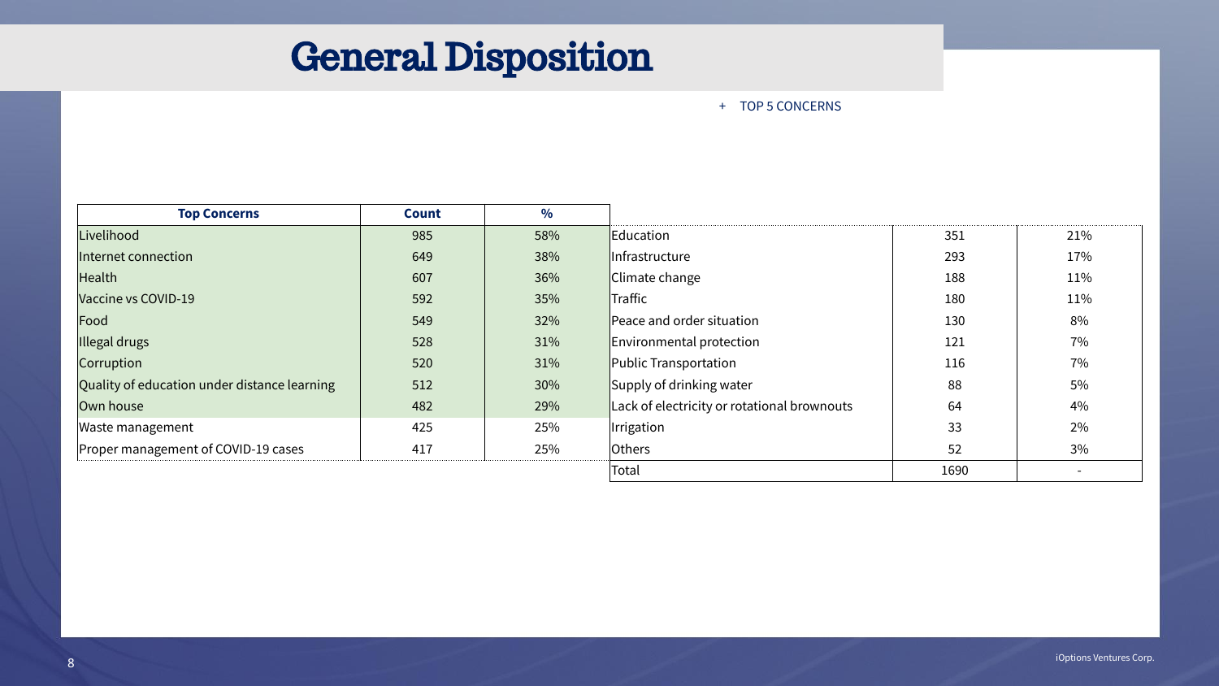# General Disposition

+ TOP 5 CONCERNS

| Top Concerns | Count | % |
|---|---|---|
| Livelihood | 985 | 58% |
| Internet connection | 649 | 38% |
| Health | 607 | 36% |
| Vaccine vs COVID-19 | 592 | 35% |
| Food | 549 | 32% |
| Illegal drugs | 528 | 31% |
| Corruption | 520 | 31% |
| Quality of education under distance learning | 512 | 30% |
| Own house | 482 | 29% |
| Waste management | 425 | 25% |
| Proper management of COVID-19 cases | 417 | 25% |
| Education | 351 | 21% |
| Infrastructure | 293 | 17% |
| Climate change | 188 | 11% |
| Traffic | 180 | 11% |
| Peace and order situation | 130 | 8% |
| Environmental protection | 121 | 7% |
| Public Transportation | 116 | 7% |
| Supply of drinking water | 88 | 5% |
| Lack of electricity or rotational brownouts | 64 | 4% |
| Irrigation | 33 | 2% |
| Others | 52 | 3% |
| Total | 1690 | - |

iOptions Ventures Corp.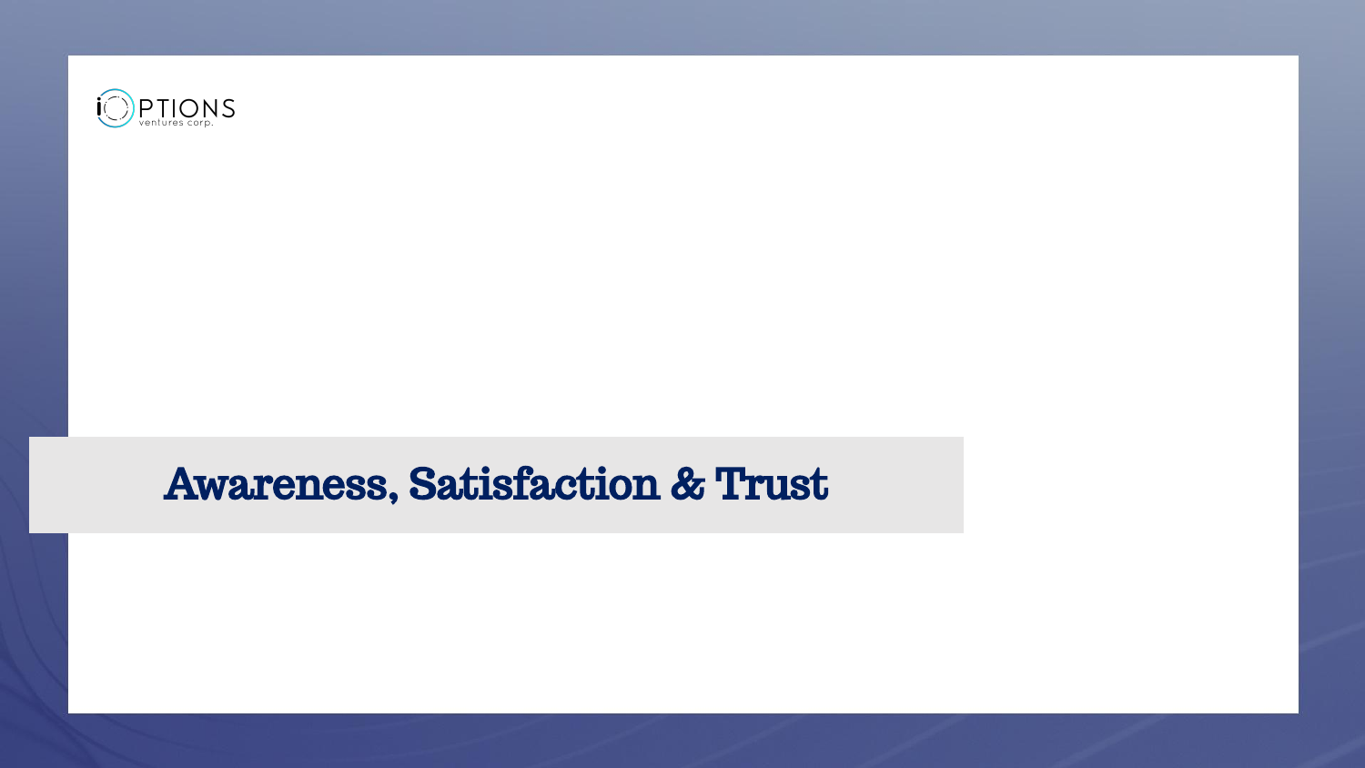# Awareness, Satisfaction & Trust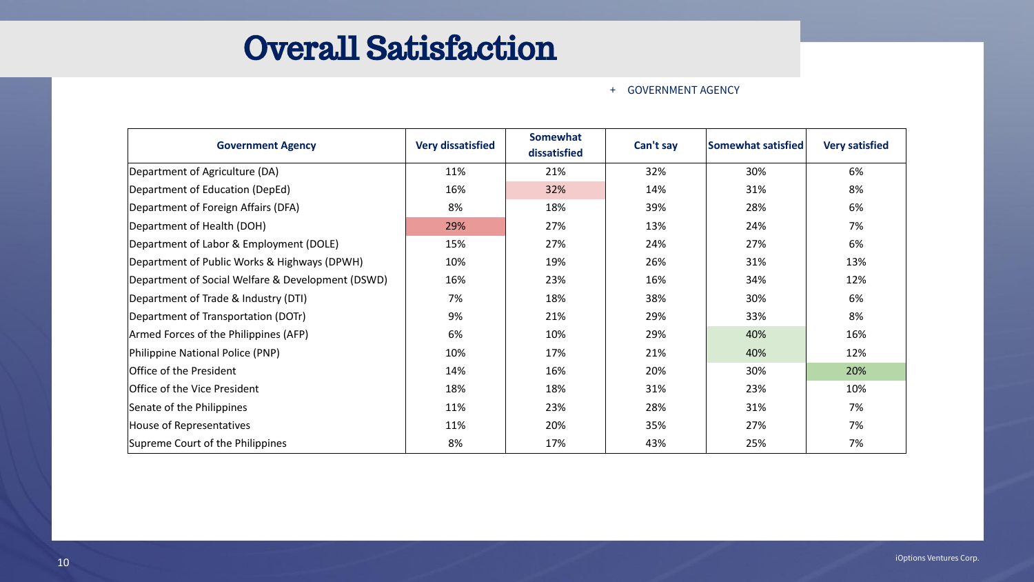# Overall Satisfaction

+ GOVERNMENT AGENCY

| Government Agency | Very dissatisfied | Somewhat dissatisfied | Can't say | Somewhat satisfied | Very satisfied |
|---|---|---|---|---|---|
| Department of Agriculture (DA) | 11% | 21% | 32% | 30% | 6% |
| Department of Education (DepEd) | 16% | 32% | 14% | 31% | 8% |
| Department of Foreign Affairs (DFA) | 8% | 18% | 39% | 28% | 6% |
| Department of Health (DOH) | 29% | 27% | 13% | 24% | 7% |
| Department of Labor & Employment (DOLE) | 15% | 27% | 24% | 27% | 6% |
| Department of Public Works & Highways (DPWH) | 10% | 19% | 26% | 31% | 13% |
| Department of Social Welfare & Development (DSWD) | 16% | 23% | 16% | 34% | 12% |
| Department of Trade & Industry (DTI) | 7% | 18% | 38% | 30% | 6% |
| Department of Transportation (DOTr) | 9% | 21% | 29% | 33% | 8% |
| Armed Forces of the Philippines (AFP) | 6% | 10% | 29% | 40% | 16% |
| Philippine National Police (PNP) | 10% | 17% | 21% | 40% | 12% |
| Office of the President | 14% | 16% | 20% | 30% | 20% |
| Office of the Vice President | 18% | 18% | 31% | 23% | 10% |
| Senate of the Philippines | 11% | 23% | 28% | 31% | 7% |
| House of Representatives | 11% | 20% | 35% | 27% | 7% |
| Supreme Court of the Philippines | 8% | 17% | 43% | 25% | 7% |

iOptions Ventures Corp.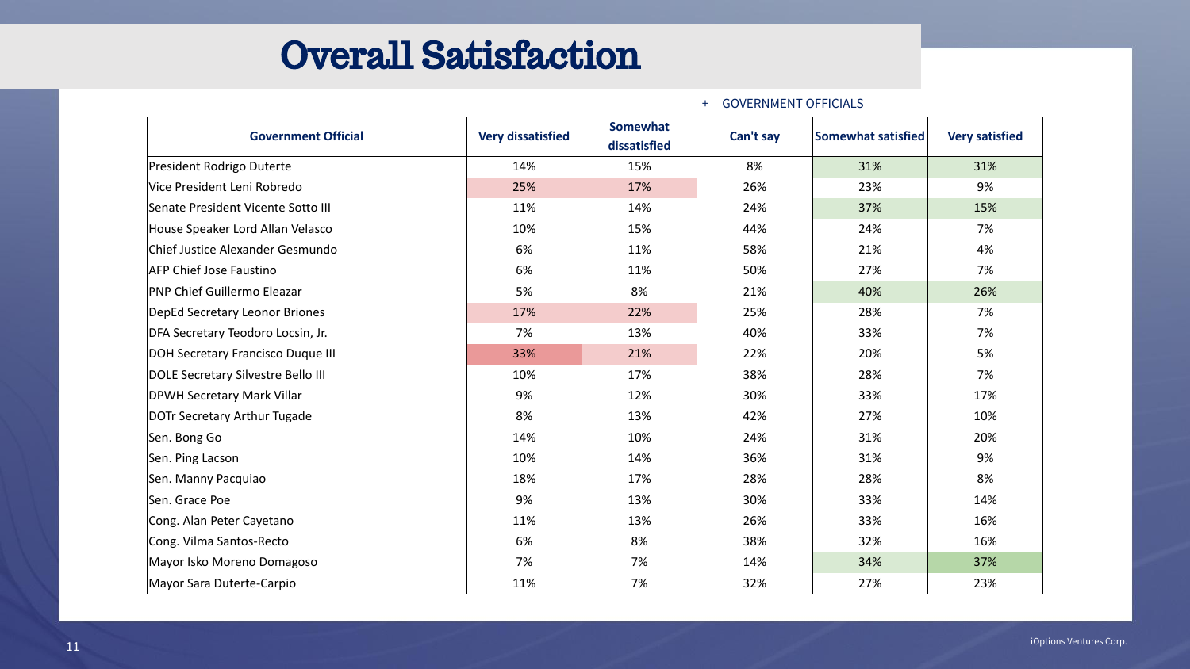# Overall Satisfaction

+ GOVERNMENT OFFICIALS

| Government Official | Very dissatisfied | Somewhat dissatisfied | Can't say | Somewhat satisfied | Very satisfied |
|---|---|---|---|---|---|
| President Rodrigo Duterte | 14% | 15% | 8% | 31% | 31% |
| Vice President Leni Robredo | 25% | 17% | 26% | 23% | 9% |
| Senate President Vicente Sotto III | 11% | 14% | 24% | 37% | 15% |
| House Speaker Lord Allan Velasco | 10% | 15% | 44% | 24% | 7% |
| Chief Justice Alexander Gesmundo | 6% | 11% | 58% | 21% | 4% |
| AFP Chief Jose Faustino | 6% | 11% | 50% | 27% | 7% |
| PNP Chief Guillermo Eleazar | 5% | 8% | 21% | 40% | 26% |
| DepEd Secretary Leonor Briones | 17% | 22% | 25% | 28% | 7% |
| DFA Secretary Teodoro Locsin, Jr. | 7% | 13% | 40% | 33% | 7% |
| DOH Secretary Francisco Duque III | 33% | 21% | 22% | 20% | 5% |
| DOLE Secretary Silvestre Bello III | 10% | 17% | 38% | 28% | 7% |
| DPWH Secretary Mark Villar | 9% | 12% | 30% | 33% | 17% |
| DOTr Secretary Arthur Tugade | 8% | 13% | 42% | 27% | 10% |
| Sen. Bong Go | 14% | 10% | 24% | 31% | 20% |
| Sen. Ping Lacson | 10% | 14% | 36% | 31% | 9% |
| Sen. Manny Pacquiao | 18% | 17% | 28% | 28% | 8% |
| Sen. Grace Poe | 9% | 13% | 30% | 33% | 14% |
| Cong. Alan Peter Cayetano | 11% | 13% | 26% | 33% | 16% |
| Cong. Vilma Santos-Recto | 6% | 8% | 38% | 32% | 16% |
| Mayor Isko Moreno Domagoso | 7% | 7% | 14% | 34% | 37% |
| Mayor Sara Duterte-Carpio | 11% | 7% | 32% | 27% | 23% |

iOptions Ventures Corp.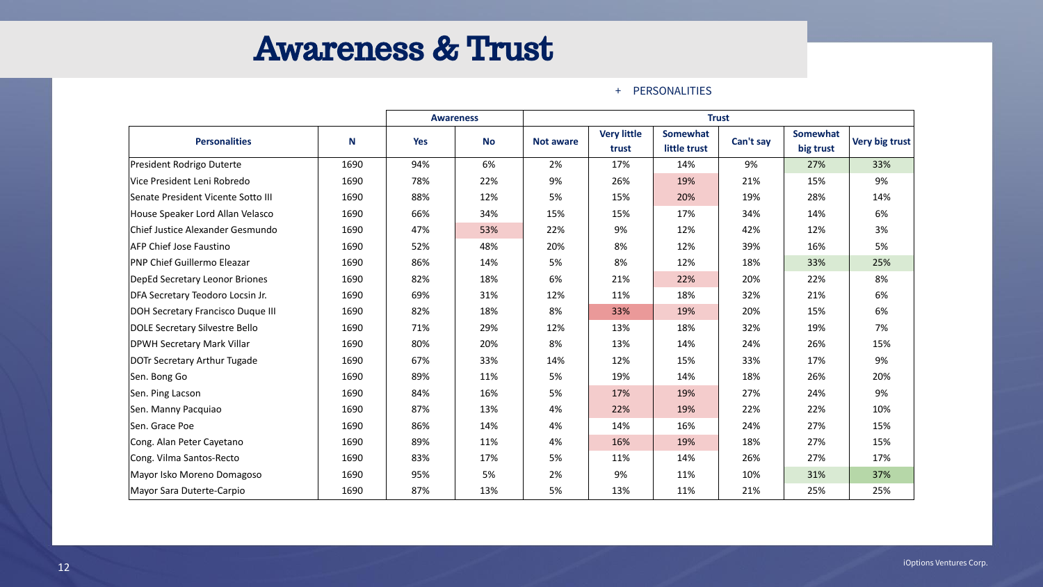# Awareness & Trust

+ PERSONALITIES

| | | Awareness | | Trust | | | | | |
|---|---|---|---|---|---|---|---|---|---|
| Personalities | N | Yes | No | Not aware | Very little trust | Somewhat little trust | Can't say | Somewhat big trust | Very big trust |
| President Rodrigo Duterte | 1690 | 94% | 6% | 2% | 17% | 14% | 9% | 27% | 33% |
| Vice President Leni Robredo | 1690 | 78% | 22% | 9% | 26% | 19% | 21% | 15% | 9% |
| Senate President Vicente Sotto III | 1690 | 88% | 12% | 5% | 15% | 20% | 19% | 28% | 14% |
| House Speaker Lord Allan Velasco | 1690 | 66% | 34% | 15% | 15% | 17% | 34% | 14% | 6% |
| Chief Justice Alexander Gesmundo | 1690 | 47% | 53% | 22% | 9% | 12% | 42% | 12% | 3% |
| AFP Chief Jose Faustino | 1690 | 52% | 48% | 20% | 8% | 12% | 39% | 16% | 5% |
| PNP Chief Guillermo Eleazar | 1690 | 86% | 14% | 5% | 8% | 12% | 18% | 33% | 25% |
| DepEd Secretary Leonor Briones | 1690 | 82% | 18% | 6% | 21% | 22% | 20% | 22% | 8% |
| DFA Secretary Teodoro Locsin Jr. | 1690 | 69% | 31% | 12% | 11% | 18% | 32% | 21% | 6% |
| DOH Secretary Francisco Duque III | 1690 | 82% | 18% | 8% | 33% | 19% | 20% | 15% | 6% |
| DOLE Secretary Silvestre Bello | 1690 | 71% | 29% | 12% | 13% | 18% | 32% | 19% | 7% |
| DPWH Secretary Mark Villar | 1690 | 80% | 20% | 8% | 13% | 14% | 24% | 26% | 15% |
| DOTr Secretary Arthur Tugade | 1690 | 67% | 33% | 14% | 12% | 15% | 33% | 17% | 9% |
| Sen. Bong Go | 1690 | 89% | 11% | 5% | 19% | 14% | 18% | 26% | 20% |
| Sen. Ping Lacson | 1690 | 84% | 16% | 5% | 17% | 19% | 27% | 24% | 9% |
| Sen. Manny Pacquiao | 1690 | 87% | 13% | 4% | 22% | 19% | 22% | 22% | 10% |
| Sen. Grace Poe | 1690 | 86% | 14% | 4% | 14% | 16% | 24% | 27% | 15% |
| Cong. Alan Peter Cayetano | 1690 | 89% | 11% | 4% | 16% | 19% | 18% | 27% | 15% |
| Cong. Vilma Santos-Recto | 1690 | 83% | 17% | 5% | 11% | 14% | 26% | 27% | 17% |
| Mayor Isko Moreno Domagoso | 1690 | 95% | 5% | 2% | 9% | 11% | 10% | 31% | 37% |
| Mayor Sara Duterte-Carpio | 1690 | 87% | 13% | 5% | 13% | 11% | 21% | 25% | 25% |

iOptions Ventures Corp.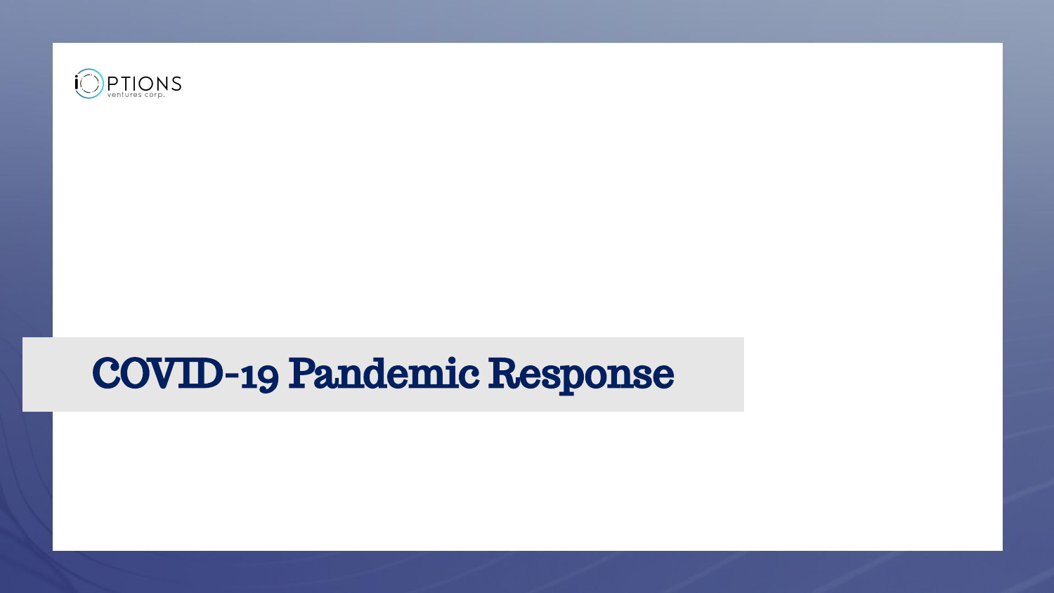# COVID-19 Pandemic Response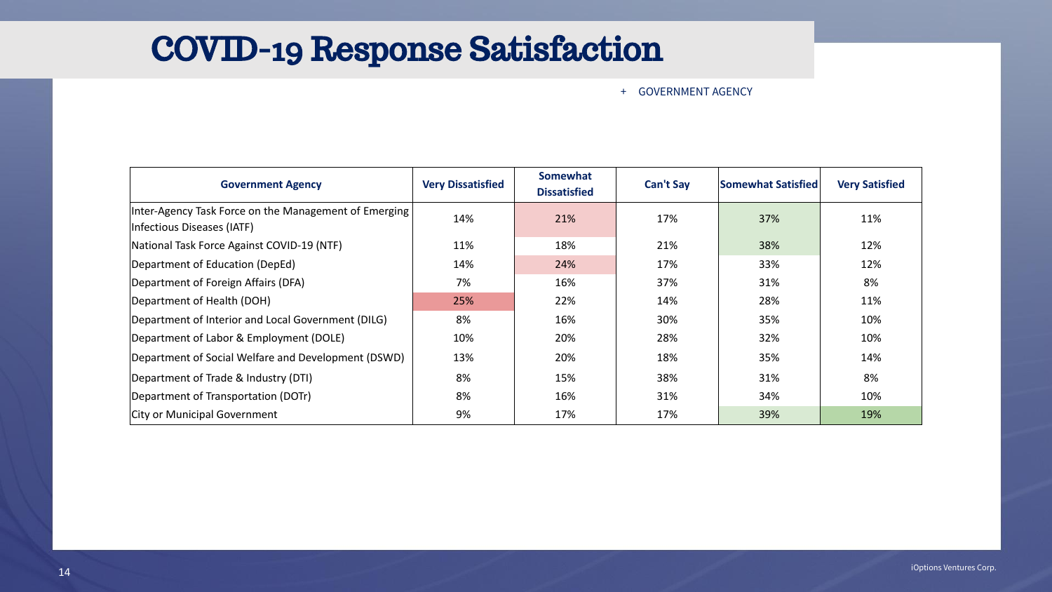# COVID-19 Response Satisfaction

+ GOVERNMENT AGENCY

| Government Agency | Very Dissatisfied | Somewhat Dissatisfied | Can't Say | Somewhat Satisfied | Very Satisfied |
|---|---|---|---|---|---|
| Inter-Agency Task Force on the Management of Emerging Infectious Diseases (IATF) | 14% | 21% | 17% | 37% | 11% |
| National Task Force Against COVID-19 (NTF) | 11% | 18% | 21% | 38% | 12% |
| Department of Education (DepEd) | 14% | 24% | 17% | 33% | 12% |
| Department of Foreign Affairs (DFA) | 7% | 16% | 37% | 31% | 8% |
| Department of Health (DOH) | 25% | 22% | 14% | 28% | 11% |
| Department of Interior and Local Government (DILG) | 8% | 16% | 30% | 35% | 10% |
| Department of Labor & Employment (DOLE) | 10% | 20% | 28% | 32% | 10% |
| Department of Social Welfare and Development (DSWD) | 13% | 20% | 18% | 35% | 14% |
| Department of Trade & Industry (DTI) | 8% | 15% | 38% | 31% | 8% |
| Department of Transportation (DOTr) | 8% | 16% | 31% | 34% | 10% |
| City or Municipal Government | 9% | 17% | 17% | 39% | 19% |

iOptions Ventures Corp.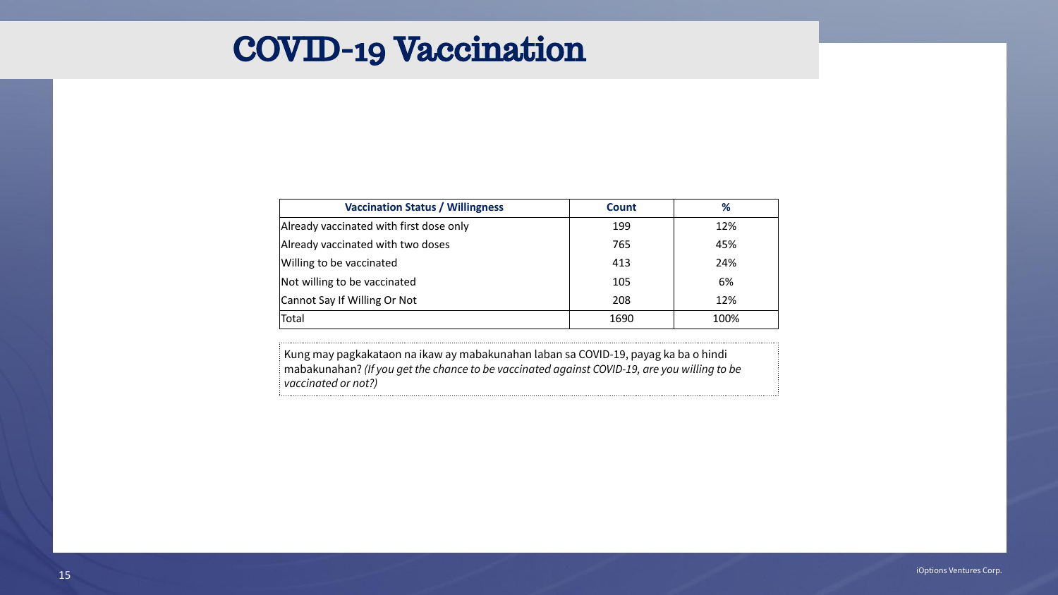# COVID-19 Vaccination

| Vaccination Status / Willingness | Count | % |
|---|---|---|
| Already vaccinated with first dose only | 199 | 12% |
| Already vaccinated with two doses | 765 | 45% |
| Willing to be vaccinated | 413 | 24% |
| Not willing to be vaccinated | 105 | 6% |
| Cannot Say If Willing Or Not | 208 | 12% |
| Total | 1690 | 100% |

Kung may pagkakataon na ikaw ay mabakunahan laban sa COVID-19, payag ka ba o hindi mabakunahan? *(If you get the chance to be vaccinated against COVID-19, are you willing to be vaccinated or not?)*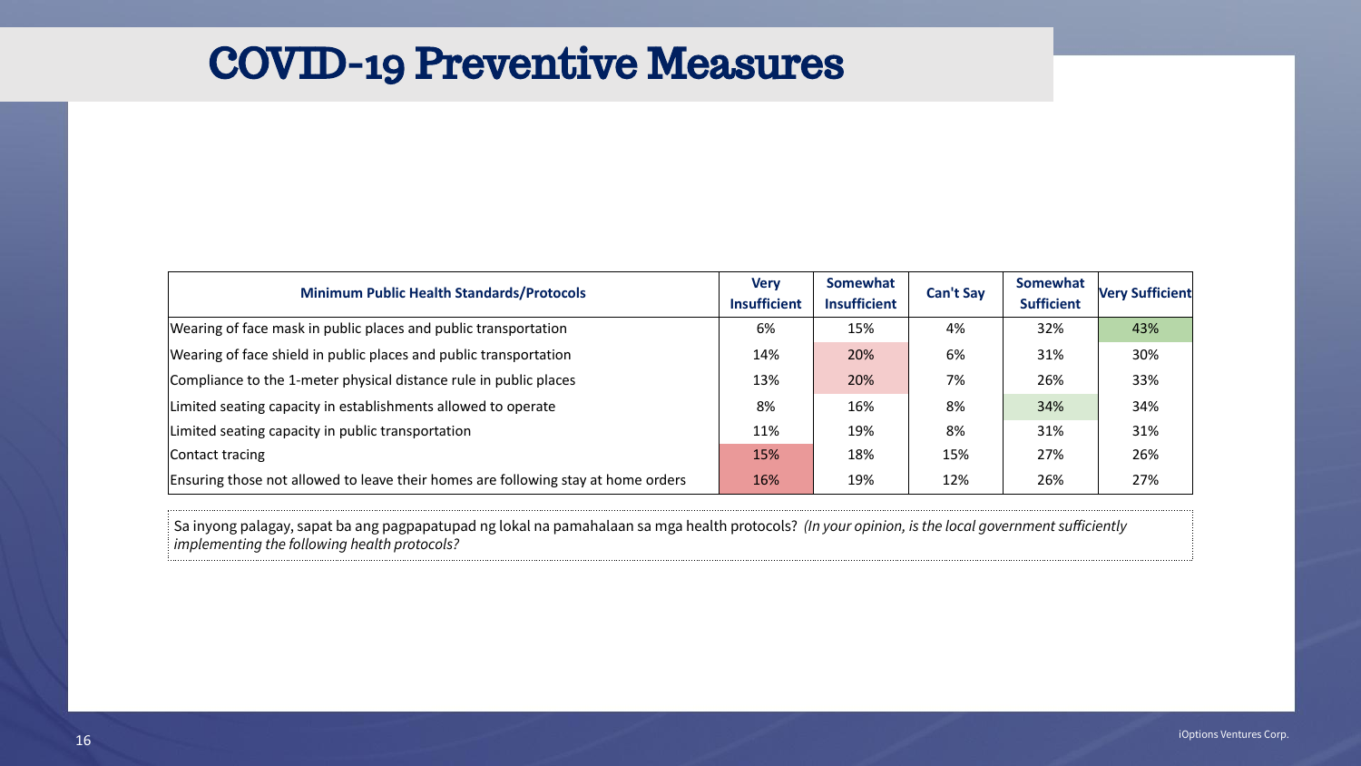# COVID-19 Preventive Measures

| Minimum Public Health Standards/Protocols | Very Insufficient | Somewhat Insufficient | Can't Say | Somewhat Sufficient | Very Sufficient |
|---|---|---|---|---|---|
| Wearing of face mask in public places and public transportation | 6% | 15% | 4% | 32% | 43% |
| Wearing of face shield in public places and public transportation | 14% | 20% | 6% | 31% | 30% |
| Compliance to the 1-meter physical distance rule in public places | 13% | 20% | 7% | 26% | 33% |
| Limited seating capacity in establishments allowed to operate | 8% | 16% | 8% | 34% | 34% |
| Limited seating capacity in public transportation | 11% | 19% | 8% | 31% | 31% |
| Contact tracing | 15% | 18% | 15% | 27% | 26% |
| Ensuring those not allowed to leave their homes are following stay at home orders | 16% | 19% | 12% | 26% | 27% |

Sa inyong palagay, sapat ba ang pagpapatupad ng lokal na pamahalaan sa mga health protocols? *(In your opinion, is the local government sufficiently implementing the following health protocols?*

iOptions Ventures Corp.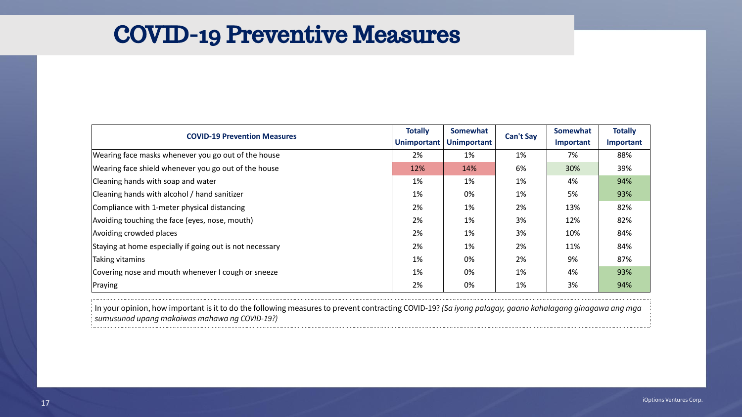# COVID-19 Preventive Measures

| COVID-19 Prevention Measures | Totally Unimportant | Somewhat Unimportant | Can't Say | Somewhat Important | Totally Important |
|---|---|---|---|---|---|
| Wearing face masks whenever you go out of the house | 2% | 1% | 1% | 7% | 88% |
| Wearing face shield whenever you go out of the house | 12% | 14% | 6% | 30% | 39% |
| Cleaning hands with soap and water | 1% | 1% | 1% | 4% | 94% |
| Cleaning hands with alcohol / hand sanitizer | 1% | 0% | 1% | 5% | 93% |
| Compliance with 1-meter physical distancing | 2% | 1% | 2% | 13% | 82% |
| Avoiding touching the face (eyes, nose, mouth) | 2% | 1% | 3% | 12% | 82% |
| Avoiding crowded places | 2% | 1% | 3% | 10% | 84% |
| Staying at home especially if going out is not necessary | 2% | 1% | 2% | 11% | 84% |
| Taking vitamins | 1% | 0% | 2% | 9% | 87% |
| Covering nose and mouth whenever I cough or sneeze | 1% | 0% | 1% | 4% | 93% |
| Praying | 2% | 0% | 1% | 3% | 94% |

In your opinion, how important is it to do the following measures to prevent contracting COVID-19? *(Sa iyong palagay, gaano kahalagang ginagawa ang mga sumusunod upang makaiwas mahawa ng COVID-19?)*

iOptions Ventures Corp.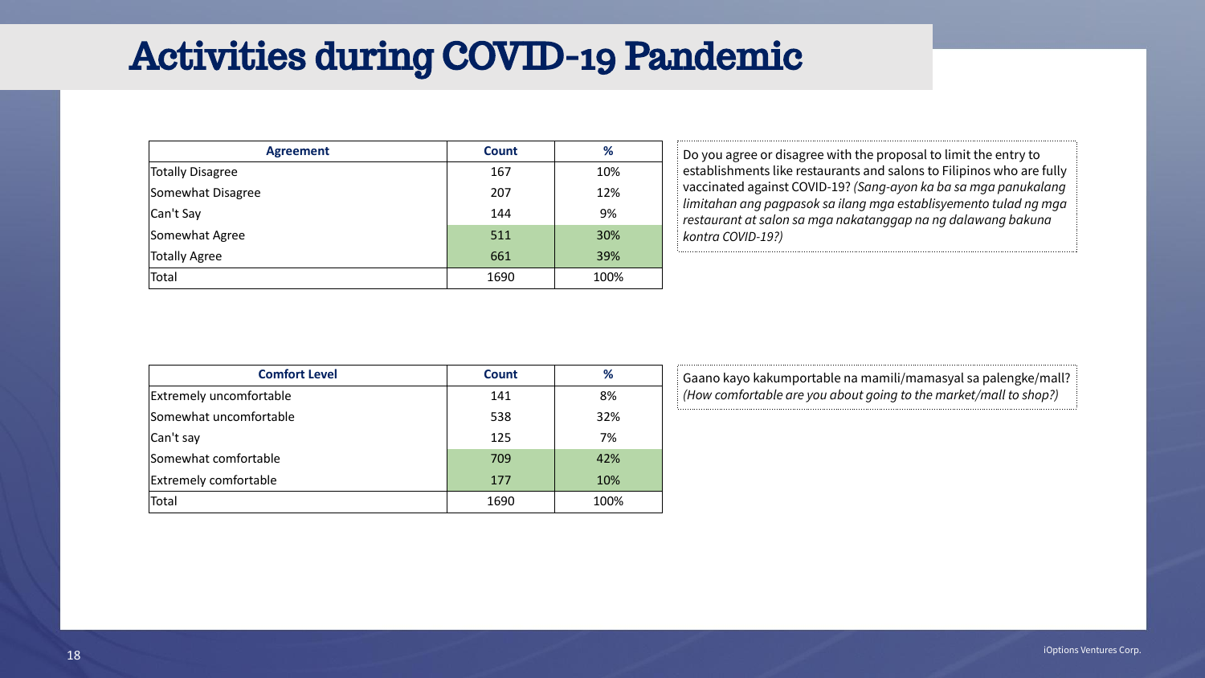# Activities during COVID-19 Pandemic

| Agreement | Count | % |
|---|---|---|
| Totally Disagree | 167 | 10% |
| Somewhat Disagree | 207 | 12% |
| Can't Say | 144 | 9% |
| Somewhat Agree | 511 | 30% |
| Totally Agree | 661 | 39% |
| Total | 1690 | 100% |

Do you agree or disagree with the proposal to limit the entry to establishments like restaurants and salons to Filipinos who are fully vaccinated against COVID-19? *(Sang-ayon ka ba sa mga panukalang limitahan ang pagpasok sa ilang mga establisyemento tulad ng mga restaurant at salon sa mga nakatanggap na ng dalawang bakuna kontra COVID-19?)*

| Comfort Level | Count | % |
|---|---|---|
| Extremely uncomfortable | 141 | 8% |
| Somewhat uncomfortable | 538 | 32% |
| Can't say | 125 | 7% |
| Somewhat comfortable | 709 | 42% |
| Extremely comfortable | 177 | 10% |
| Total | 1690 | 100% |

Gaano kayo kakumportable na mamili/mamasyal sa palengke/mall? *(How comfortable are you about going to the market/mall to shop?)*

iOptions Ventures Corp.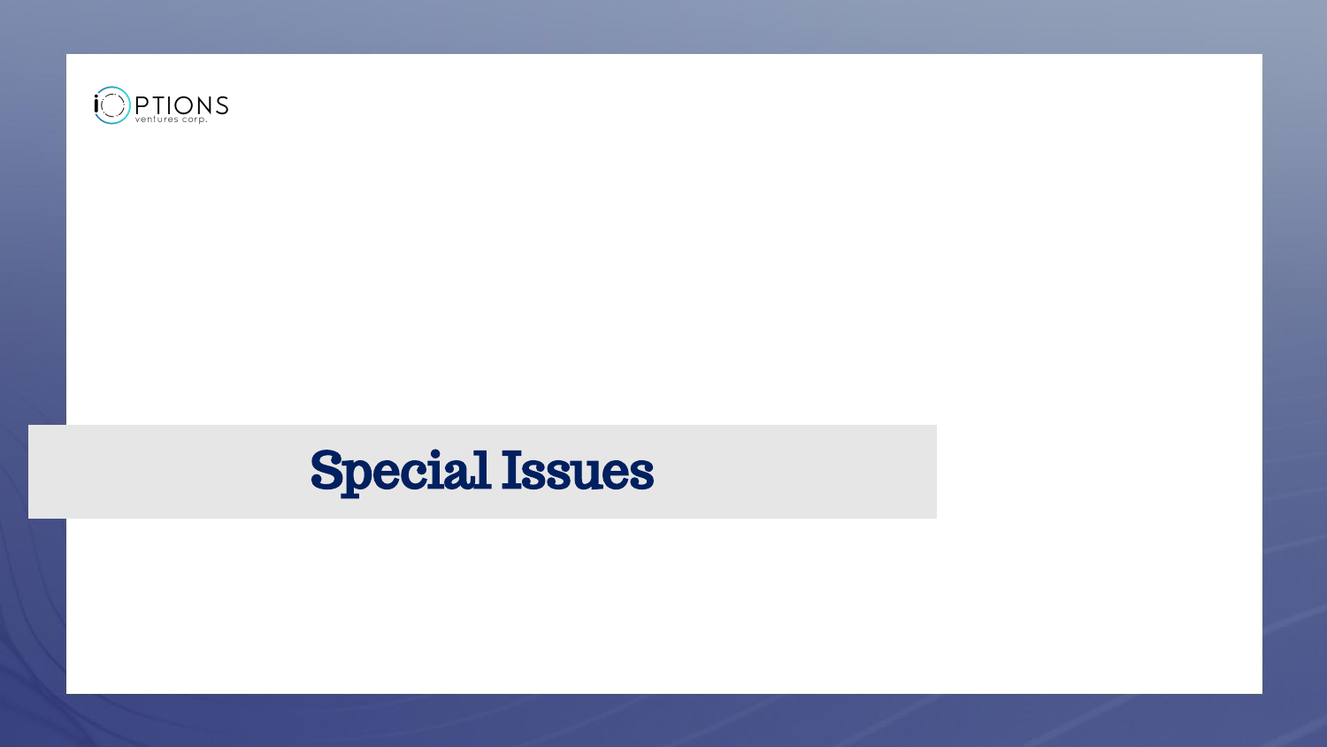# Special Issues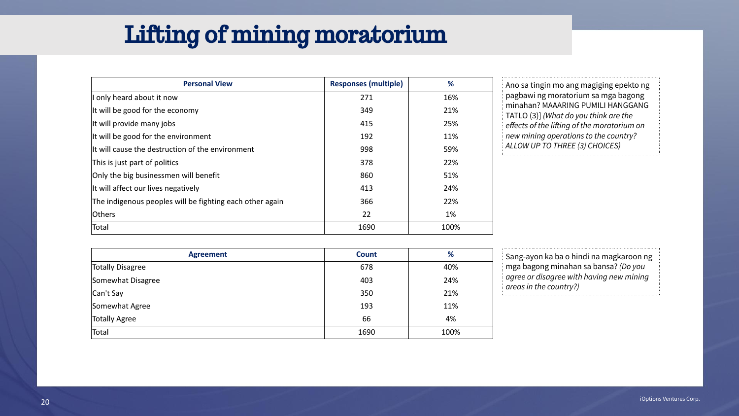# Lifting of mining moratorium

| Personal View | Responses (multiple) | % |
|---|---|---|
| I only heard about it now | 271 | 16% |
| It will be good for the economy | 349 | 21% |
| It will provide many jobs | 415 | 25% |
| It will be good for the environment | 192 | 11% |
| It will cause the destruction of the environment | 998 | 59% |
| This is just part of politics | 378 | 22% |
| Only the big businessmen will benefit | 860 | 51% |
| It will affect our lives negatively | 413 | 24% |
| The indigenous peoples will be fighting each other again | 366 | 22% |
| Others | 22 | 1% |
| Total | 1690 | 100% |

Ano sa tingin mo ang magiging epekto ng pagbawi ng moratorium sa mga bagong minahan? MAAARING PUMILI HANGGANG TATLO (3)] *(What do you think are the effects of the lifting of the moratorium on new mining operations to the country? ALLOW UP TO THREE (3) CHOICES)*

| Agreement | Count | % |
|---|---|---|
| Totally Disagree | 678 | 40% |
| Somewhat Disagree | 403 | 24% |
| Can't Say | 350 | 21% |
| Somewhat Agree | 193 | 11% |
| Totally Agree | 66 | 4% |
| Total | 1690 | 100% |

Sang-ayon ka ba o hindi na magkaroon ng mga bagong minahan sa bansa? *(Do you agree or disagree with having new mining areas in the country?)*

iOptions Ventures Corp.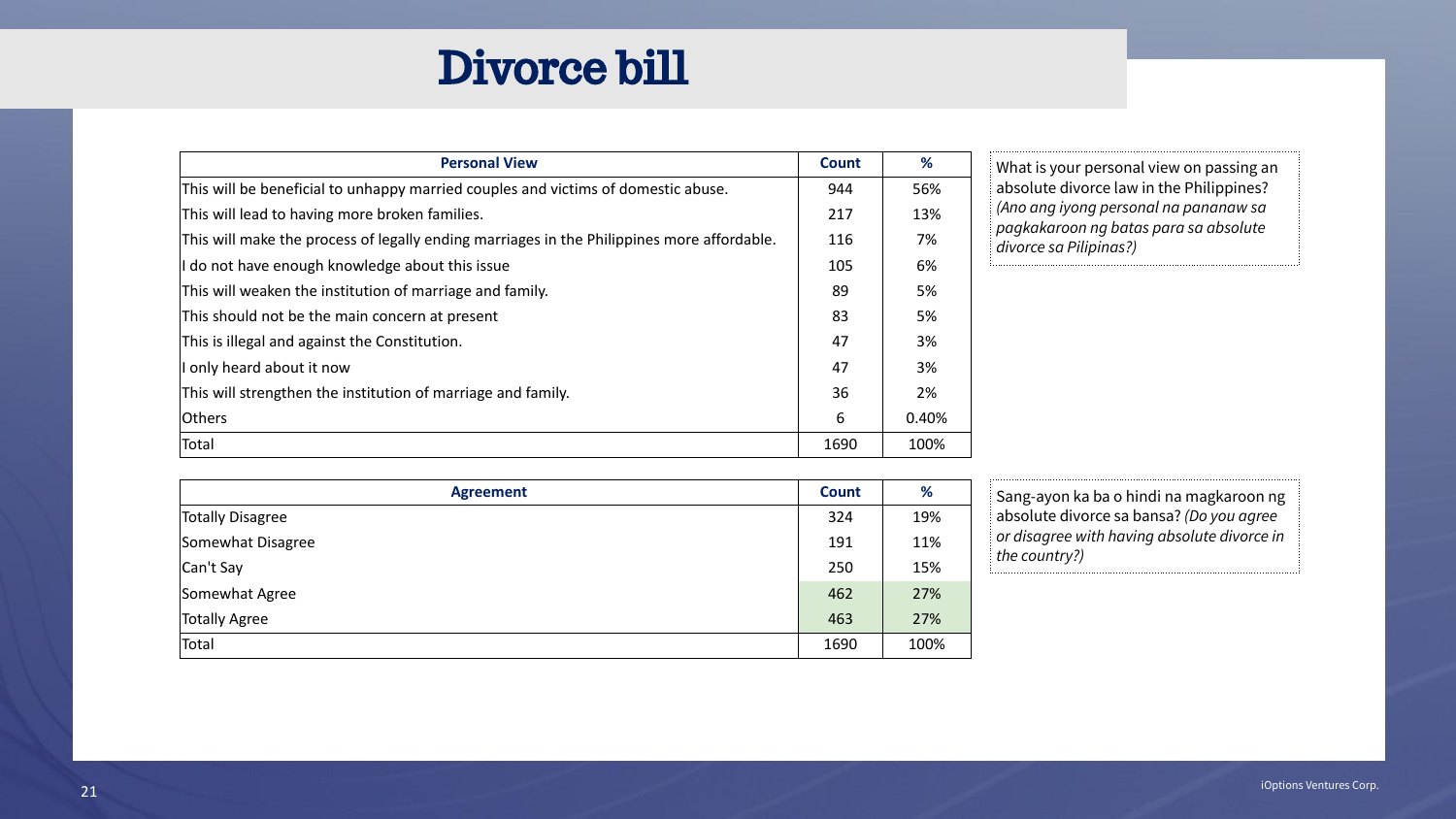# Divorce bill

| Personal View | Count | % |
|---|---|---|
| This will be beneficial to unhappy married couples and victims of domestic abuse. | 944 | 56% |
| This will lead to having more broken families. | 217 | 13% |
| This will make the process of legally ending marriages in the Philippines more affordable. | 116 | 7% |
| I do not have enough knowledge about this issue | 105 | 6% |
| This will weaken the institution of marriage and family. | 89 | 5% |
| This should not be the main concern at present | 83 | 5% |
| This is illegal and against the Constitution. | 47 | 3% |
| I only heard about it now | 47 | 3% |
| This will strengthen the institution of marriage and family. | 36 | 2% |
| Others | 6 | 0.40% |
| Total | 1690 | 100% |

What is your personal view on passing an absolute divorce law in the Philippines? *(Ano ang iyong personal na pananaw sa pagkakaroon ng batas para sa absolute divorce sa Pilipinas?)*

| Agreement | Count | % |
|---|---|---|
| Totally Disagree | 324 | 19% |
| Somewhat Disagree | 191 | 11% |
| Can't Say | 250 | 15% |
| Somewhat Agree | 462 | 27% |
| Totally Agree | 463 | 27% |
| Total | 1690 | 100% |

Sang-ayon ka ba o hindi na magkaroon ng absolute divorce sa bansa? *(Do you agree or disagree with having absolute divorce in the country?)*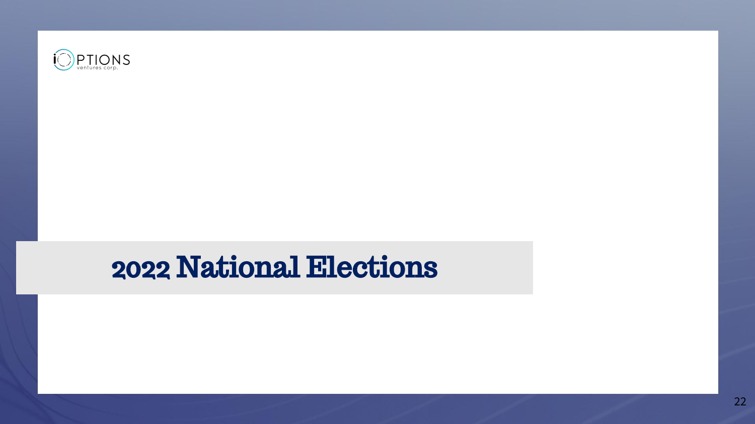# 2022 National Elections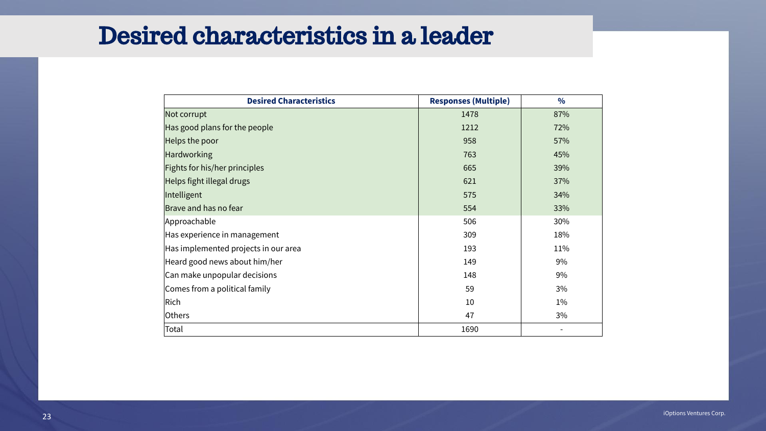# Desired characteristics in a leader

| Desired Characteristics | Responses (Multiple) | % |
|---|---|---|
| Not corrupt | 1478 | 87% |
| Has good plans for the people | 1212 | 72% |
| Helps the poor | 958 | 57% |
| Hardworking | 763 | 45% |
| Fights for his/her principles | 665 | 39% |
| Helps fight illegal drugs | 621 | 37% |
| Intelligent | 575 | 34% |
| Brave and has no fear | 554 | 33% |
| Approachable | 506 | 30% |
| Has experience in management | 309 | 18% |
| Has implemented projects in our area | 193 | 11% |
| Heard good news about him/her | 149 | 9% |
| Can make unpopular decisions | 148 | 9% |
| Comes from a political family | 59 | 3% |
| Rich | 10 | 1% |
| Others | 47 | 3% |
| Total | 1690 | - |

iOptions Ventures Corp.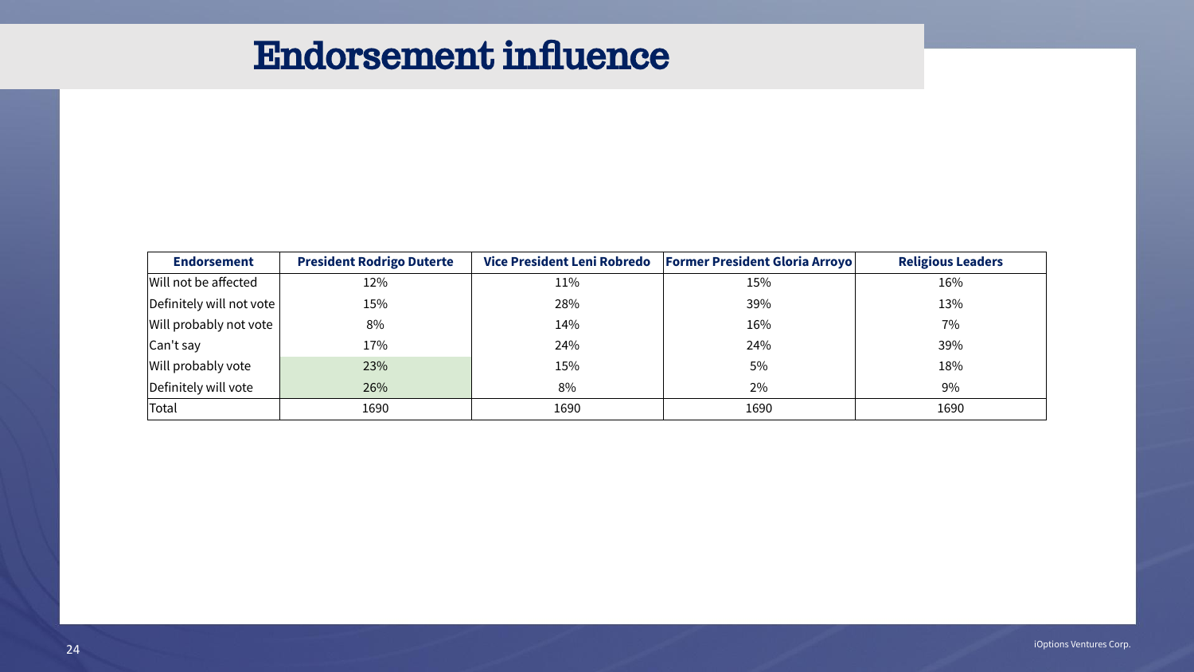# Endorsement influence

| Endorsement | President Rodrigo Duterte | Vice President Leni Robredo | Former President Gloria Arroyo | Religious Leaders |
|---|---|---|---|---|
| Will not be affected | 12% | 11% | 15% | 16% |
| Definitely will not vote | 15% | 28% | 39% | 13% |
| Will probably not vote | 8% | 14% | 16% | 7% |
| Can't say | 17% | 24% | 24% | 39% |
| Will probably vote | 23% | 15% | 5% | 18% |
| Definitely will vote | 26% | 8% | 2% | 9% |
| Total | 1690 | 1690 | 1690 | 1690 |

iOptions Ventures Corp.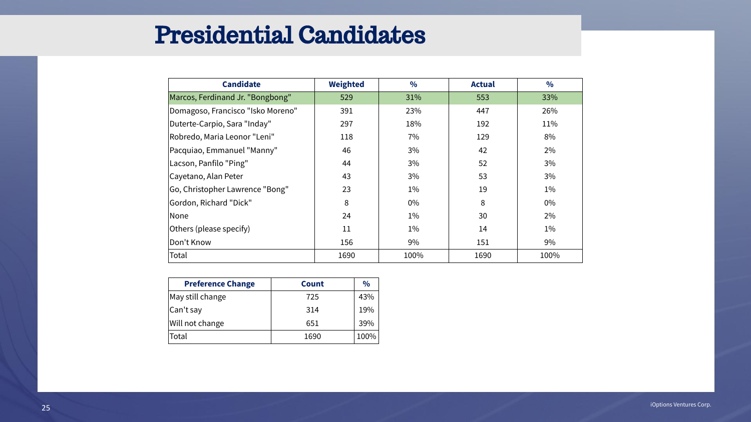# Presidential Candidates

| Candidate | Weighted | % | Actual | % |
|---|---|---|---|---|
| Marcos, Ferdinand Jr. "Bongbong" | 529 | 31% | 553 | 33% |
| Domagoso, Francisco "Isko Moreno" | 391 | 23% | 447 | 26% |
| Duterte-Carpio, Sara "Inday" | 297 | 18% | 192 | 11% |
| Robredo, Maria Leonor "Leni" | 118 | 7% | 129 | 8% |
| Pacquiao, Emmanuel "Manny" | 46 | 3% | 42 | 2% |
| Lacson, Panfilo "Ping" | 44 | 3% | 52 | 3% |
| Cayetano, Alan Peter | 43 | 3% | 53 | 3% |
| Go, Christopher Lawrence "Bong" | 23 | 1% | 19 | 1% |
| Gordon, Richard "Dick" | 8 | 0% | 8 | 0% |
| None | 24 | 1% | 30 | 2% |
| Others (please specify) | 11 | 1% | 14 | 1% |
| Don't Know | 156 | 9% | 151 | 9% |
| Total | 1690 | 100% | 1690 | 100% |

| Preference Change | Count | % |
|---|---|---|
| May still change | 725 | 43% |
| Can't say | 314 | 19% |
| Will not change | 651 | 39% |
| Total | 1690 | 100% |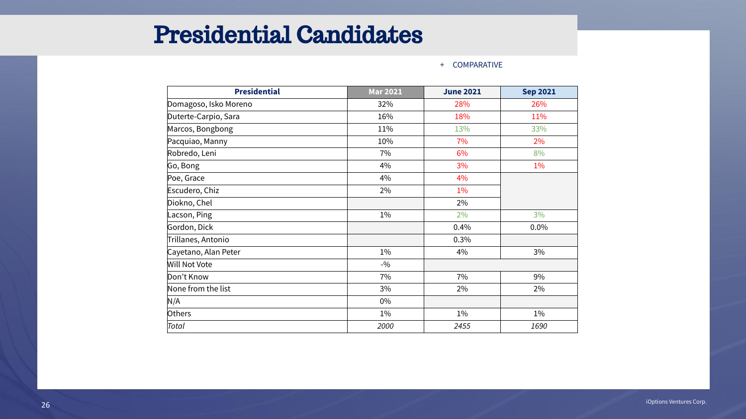# Presidential Candidates

+ COMPARATIVE

| Presidential | Mar 2021 | June 2021 | Sep 2021 |
|---|---|---|---|
| Domagoso, Isko Moreno | 32% | 28% | 26% |
| Duterte-Carpio, Sara | 16% | 18% | 11% |
| Marcos, Bongbong | 11% | 13% | 33% |
| Pacquiao, Manny | 10% | 7% | 2% |
| Robredo, Leni | 7% | 6% | 8% |
| Go, Bong | 4% | 3% | 1% |
| Poe, Grace | 4% | 4% | |
| Escudero, Chiz | 2% | 1% | |
| Diokno, Chel | | 2% | |
| Lacson, Ping | 1% | 2% | 3% |
| Gordon, Dick | | 0.4% | 0.0% |
| Trillanes, Antonio | | 0.3% | |
| Cayetano, Alan Peter | 1% | 4% | 3% |
| Will Not Vote | -% | | |
| Don't Know | 7% | 7% | 9% |
| None from the list | 3% | 2% | 2% |
| N/A | 0% | | |
| Others | 1% | 1% | 1% |
| *Total* | *2000* | *2455* | *1690* |

iOptions Ventures Corp.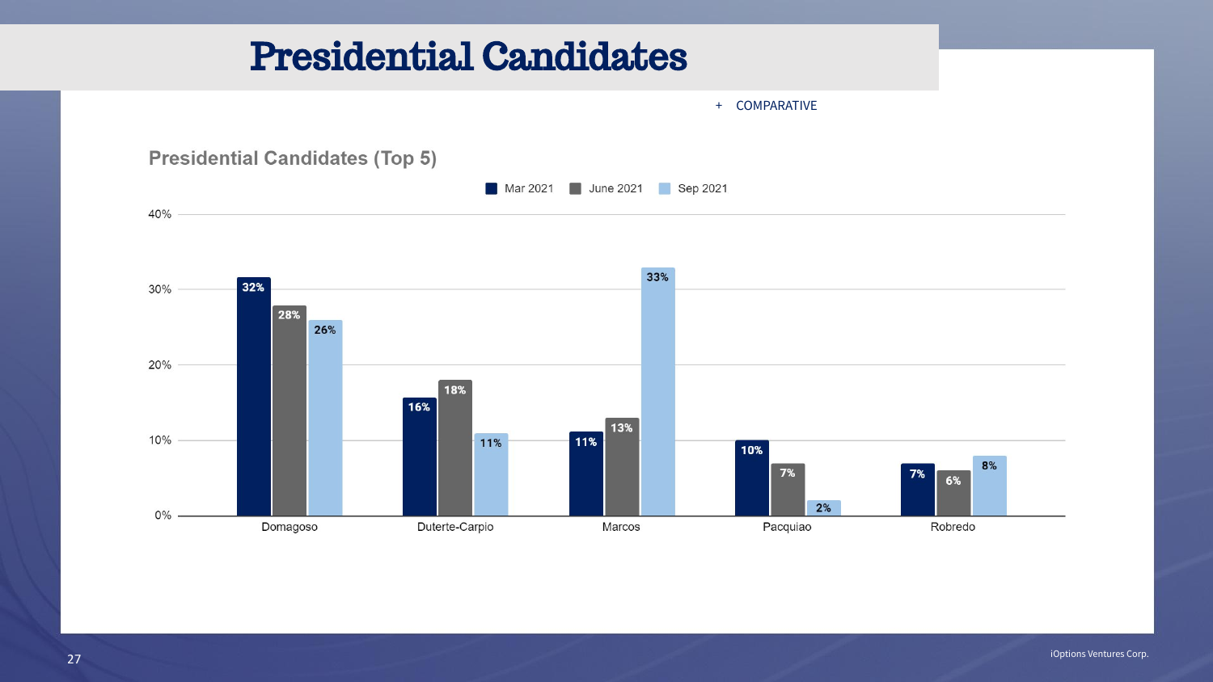# Presidential Candidates

+ COMPARATIVE

Presidential Candidates (Top 5)

Mar 2021
June 2021
Sep 2021

40%
30%
20%
10%
0%

Domagoso: 32% 28% 26%
Duterte-Carpio: 16% 18% 11%
Marcos: 11% 13% 33%
Pacquiao: 10% 7% 2%
Robredo: 7% 6% 8%

iOptions Ventures Corp.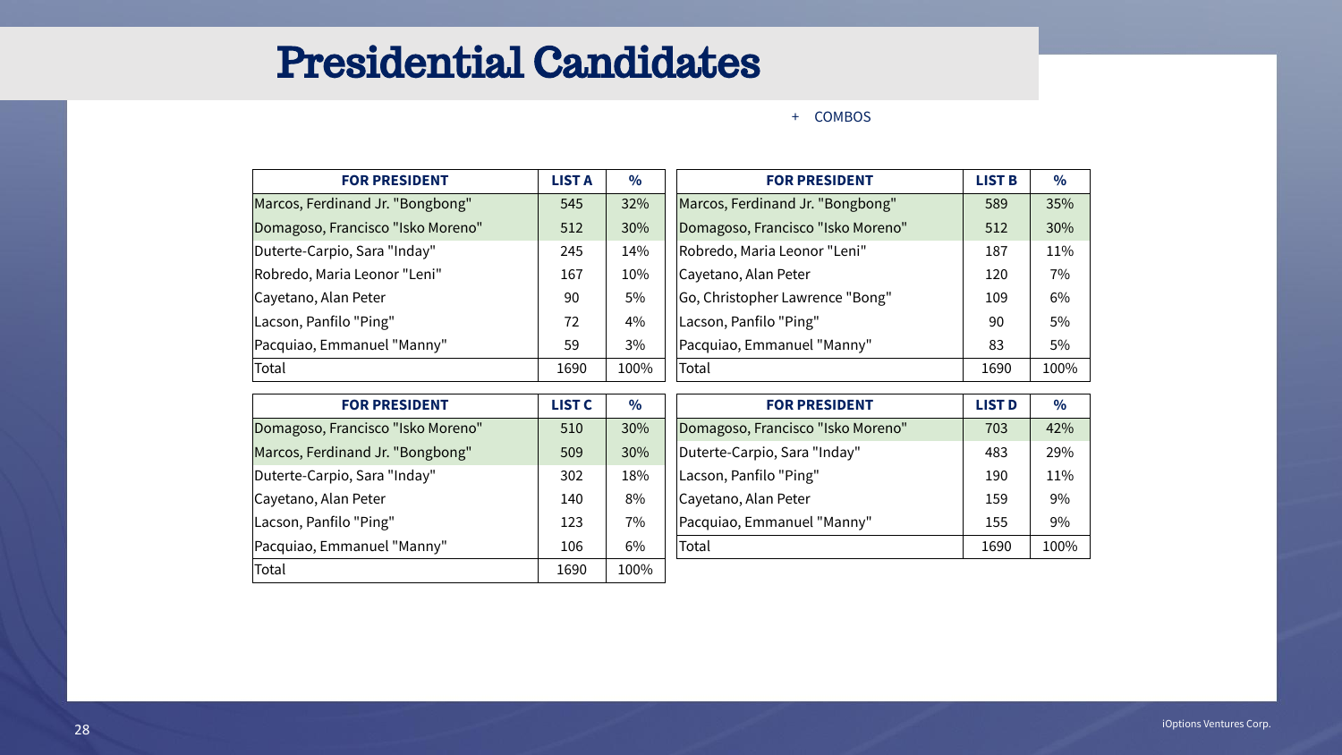# Presidential Candidates

+ COMBOS

| FOR PRESIDENT | LIST A | % |
|---|---|---|
| Marcos, Ferdinand Jr. "Bongbong" | 545 | 32% |
| Domagoso, Francisco "Isko Moreno" | 512 | 30% |
| Duterte-Carpio, Sara "Inday" | 245 | 14% |
| Robredo, Maria Leonor "Leni" | 167 | 10% |
| Cayetano, Alan Peter | 90 | 5% |
| Lacson, Panfilo "Ping" | 72 | 4% |
| Pacquiao, Emmanuel "Manny" | 59 | 3% |
| Total | 1690 | 100% |

| FOR PRESIDENT | LIST B | % |
|---|---|---|
| Marcos, Ferdinand Jr. "Bongbong" | 589 | 35% |
| Domagoso, Francisco "Isko Moreno" | 512 | 30% |
| Robredo, Maria Leonor "Leni" | 187 | 11% |
| Cayetano, Alan Peter | 120 | 7% |
| Go, Christopher Lawrence "Bong" | 109 | 6% |
| Lacson, Panfilo "Ping" | 90 | 5% |
| Pacquiao, Emmanuel "Manny" | 83 | 5% |
| Total | 1690 | 100% |

| FOR PRESIDENT | LIST C | % |
|---|---|---|
| Domagoso, Francisco "Isko Moreno" | 510 | 30% |
| Marcos, Ferdinand Jr. "Bongbong" | 509 | 30% |
| Duterte-Carpio, Sara "Inday" | 302 | 18% |
| Cayetano, Alan Peter | 140 | 8% |
| Lacson, Panfilo "Ping" | 123 | 7% |
| Pacquiao, Emmanuel "Manny" | 106 | 6% |
| Total | 1690 | 100% |

| FOR PRESIDENT | LIST D | % |
|---|---|---|
| Domagoso, Francisco "Isko Moreno" | 703 | 42% |
| Duterte-Carpio, Sara "Inday" | 483 | 29% |
| Lacson, Panfilo "Ping" | 190 | 11% |
| Cayetano, Alan Peter | 159 | 9% |
| Pacquiao, Emmanuel "Manny" | 155 | 9% |
| Total | 1690 | 100% |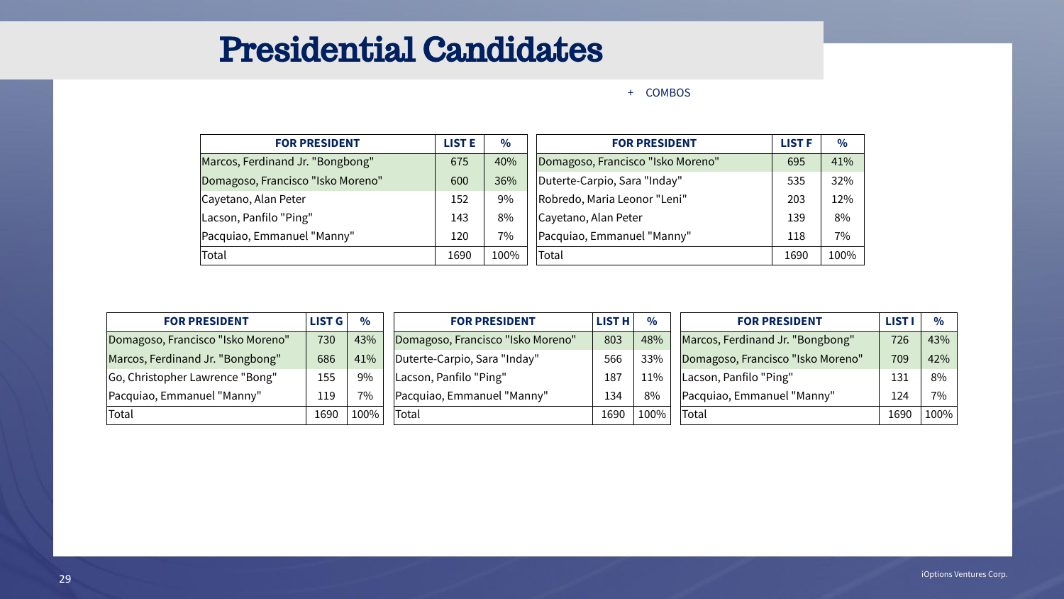# Presidential Candidates

+ COMBOS

| FOR PRESIDENT | LIST E | % |
|---|---|---|
| Marcos, Ferdinand Jr. "Bongbong" | 675 | 40% |
| Domagoso, Francisco "Isko Moreno" | 600 | 36% |
| Cayetano, Alan Peter | 152 | 9% |
| Lacson, Panfilo "Ping" | 143 | 8% |
| Pacquiao, Emmanuel "Manny" | 120 | 7% |
| Total | 1690 | 100% |

| FOR PRESIDENT | LIST F | % |
|---|---|---|
| Domagoso, Francisco "Isko Moreno" | 695 | 41% |
| Duterte-Carpio, Sara "Inday" | 535 | 32% |
| Robredo, Maria Leonor "Leni" | 203 | 12% |
| Cayetano, Alan Peter | 139 | 8% |
| Pacquiao, Emmanuel "Manny" | 118 | 7% |
| Total | 1690 | 100% |

| FOR PRESIDENT | LIST G | % |
|---|---|---|
| Domagoso, Francisco "Isko Moreno" | 730 | 43% |
| Marcos, Ferdinand Jr. "Bongbong" | 686 | 41% |
| Go, Christopher Lawrence "Bong" | 155 | 9% |
| Pacquiao, Emmanuel "Manny" | 119 | 7% |
| Total | 1690 | 100% |

| FOR PRESIDENT | LIST H | % |
|---|---|---|
| Domagoso, Francisco "Isko Moreno" | 803 | 48% |
| Duterte-Carpio, Sara "Inday" | 566 | 33% |
| Lacson, Panfilo "Ping" | 187 | 11% |
| Pacquiao, Emmanuel "Manny" | 134 | 8% |
| Total | 1690 | 100% |

| FOR PRESIDENT | LIST I | % |
|---|---|---|
| Marcos, Ferdinand Jr. "Bongbong" | 726 | 43% |
| Domagoso, Francisco "Isko Moreno" | 709 | 42% |
| Lacson, Panfilo "Ping" | 131 | 8% |
| Pacquiao, Emmanuel "Manny" | 124 | 7% |
| Total | 1690 | 100% |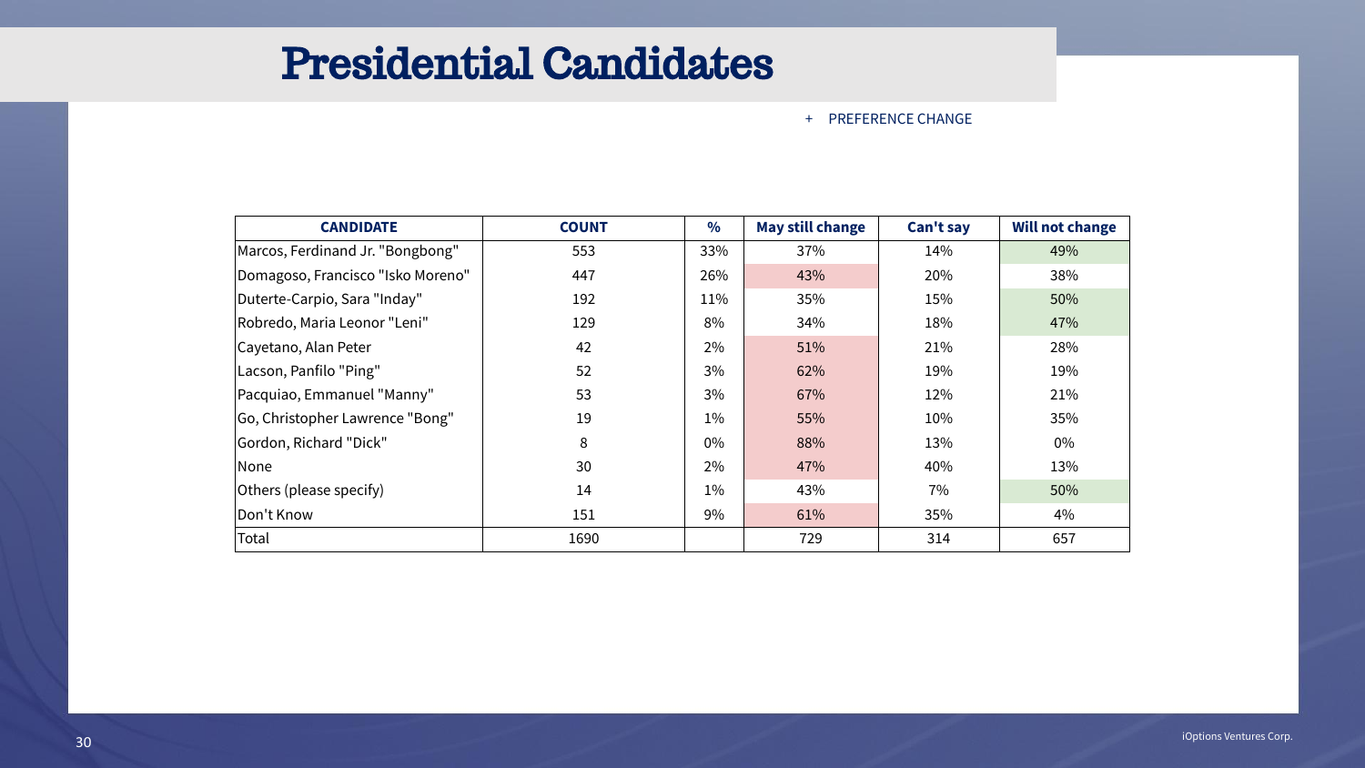# Presidential Candidates

+ PREFERENCE CHANGE

| CANDIDATE | COUNT | % | May still change | Can't say | Will not change |
|---|---|---|---|---|---|
| Marcos, Ferdinand Jr. "Bongbong" | 553 | 33% | 37% | 14% | 49% |
| Domagoso, Francisco "Isko Moreno" | 447 | 26% | 43% | 20% | 38% |
| Duterte-Carpio, Sara "Inday" | 192 | 11% | 35% | 15% | 50% |
| Robredo, Maria Leonor "Leni" | 129 | 8% | 34% | 18% | 47% |
| Cayetano, Alan Peter | 42 | 2% | 51% | 21% | 28% |
| Lacson, Panfilo "Ping" | 52 | 3% | 62% | 19% | 19% |
| Pacquiao, Emmanuel "Manny" | 53 | 3% | 67% | 12% | 21% |
| Go, Christopher Lawrence "Bong" | 19 | 1% | 55% | 10% | 35% |
| Gordon, Richard "Dick" | 8 | 0% | 88% | 13% | 0% |
| None | 30 | 2% | 47% | 40% | 13% |
| Others (please specify) | 14 | 1% | 43% | 7% | 50% |
| Don't Know | 151 | 9% | 61% | 35% | 4% |
| Total | 1690 | | 729 | 314 | 657 |

iOptions Ventures Corp.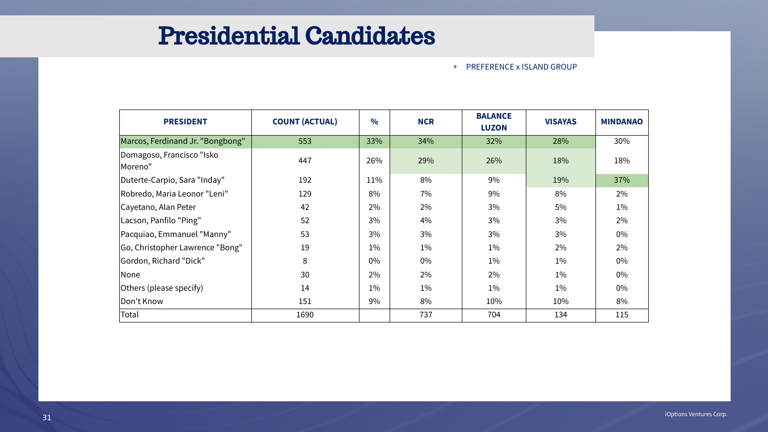# Presidential Candidates

+ PREFERENCE x ISLAND GROUP

| PRESIDENT | COUNT (ACTUAL) | % | NCR | BALANCE LUZON | VISAYAS | MINDANAO |
|---|---|---|---|---|---|---|
| Marcos, Ferdinand Jr. "Bongbong" | 553 | 33% | 34% | 32% | 28% | 30% |
| Domagoso, Francisco "Isko Moreno" | 447 | 26% | 29% | 26% | 18% | 18% |
| Duterte-Carpio, Sara "Inday" | 192 | 11% | 8% | 9% | 19% | 37% |
| Robredo, Maria Leonor "Leni" | 129 | 8% | 7% | 9% | 8% | 2% |
| Cayetano, Alan Peter | 42 | 2% | 2% | 3% | 5% | 1% |
| Lacson, Panfilo "Ping" | 52 | 3% | 4% | 3% | 3% | 2% |
| Pacquiao, Emmanuel "Manny" | 53 | 3% | 3% | 3% | 3% | 0% |
| Go, Christopher Lawrence "Bong" | 19 | 1% | 1% | 1% | 2% | 2% |
| Gordon, Richard "Dick" | 8 | 0% | 0% | 1% | 1% | 0% |
| None | 30 | 2% | 2% | 2% | 1% | 0% |
| Others (please specify) | 14 | 1% | 1% | 1% | 1% | 0% |
| Don't Know | 151 | 9% | 8% | 10% | 10% | 8% |
| Total | 1690 | | 737 | 704 | 134 | 115 |

iOptions Ventures Corp.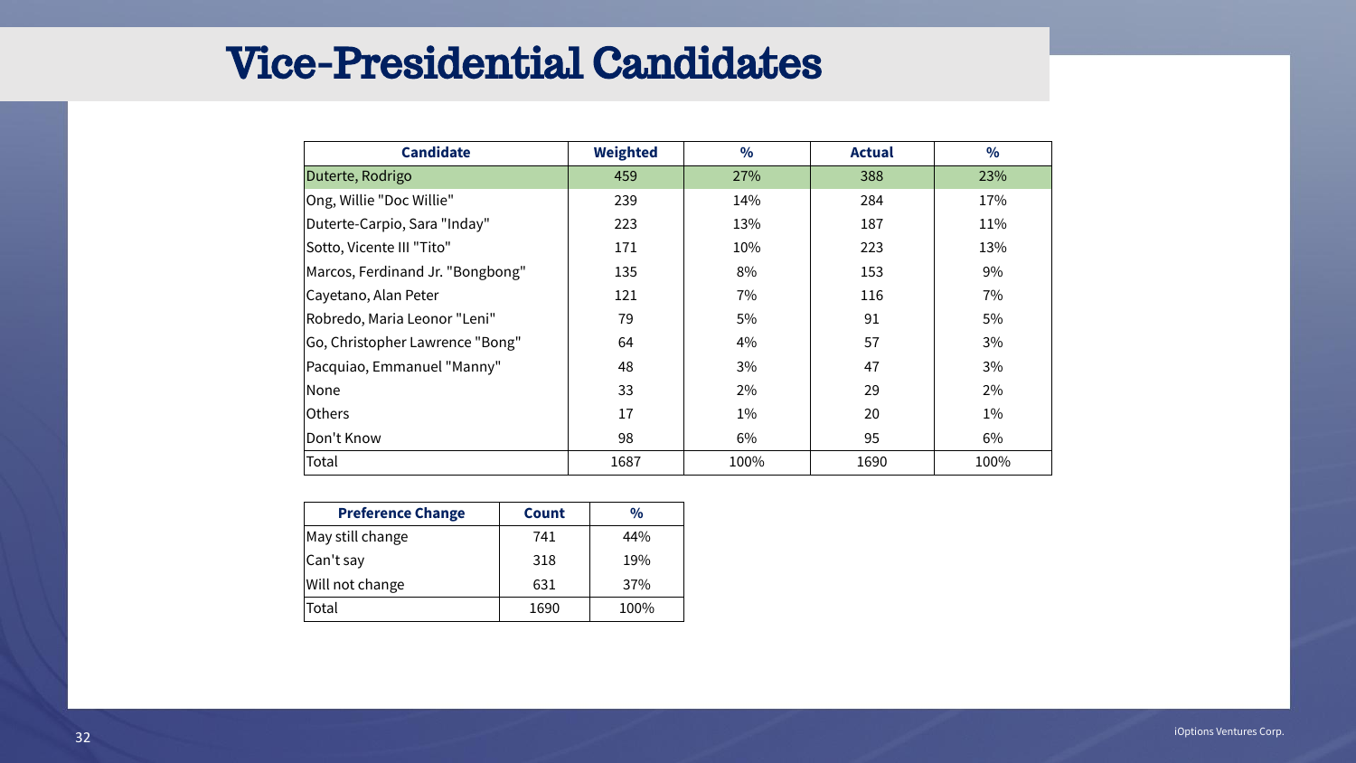# Vice-Presidential Candidates

| Candidate | Weighted | % | Actual | % |
|---|---|---|---|---|
| Duterte, Rodrigo | 459 | 27% | 388 | 23% |
| Ong, Willie "Doc Willie" | 239 | 14% | 284 | 17% |
| Duterte-Carpio, Sara "Inday" | 223 | 13% | 187 | 11% |
| Sotto, Vicente III "Tito" | 171 | 10% | 223 | 13% |
| Marcos, Ferdinand Jr. "Bongbong" | 135 | 8% | 153 | 9% |
| Cayetano, Alan Peter | 121 | 7% | 116 | 7% |
| Robredo, Maria Leonor "Leni" | 79 | 5% | 91 | 5% |
| Go, Christopher Lawrence "Bong" | 64 | 4% | 57 | 3% |
| Pacquiao, Emmanuel "Manny" | 48 | 3% | 47 | 3% |
| None | 33 | 2% | 29 | 2% |
| Others | 17 | 1% | 20 | 1% |
| Don't Know | 98 | 6% | 95 | 6% |
| Total | 1687 | 100% | 1690 | 100% |

| Preference Change | Count | % |
|---|---|---|
| May still change | 741 | 44% |
| Can't say | 318 | 19% |
| Will not change | 631 | 37% |
| Total | 1690 | 100% |

iOptions Ventures Corp.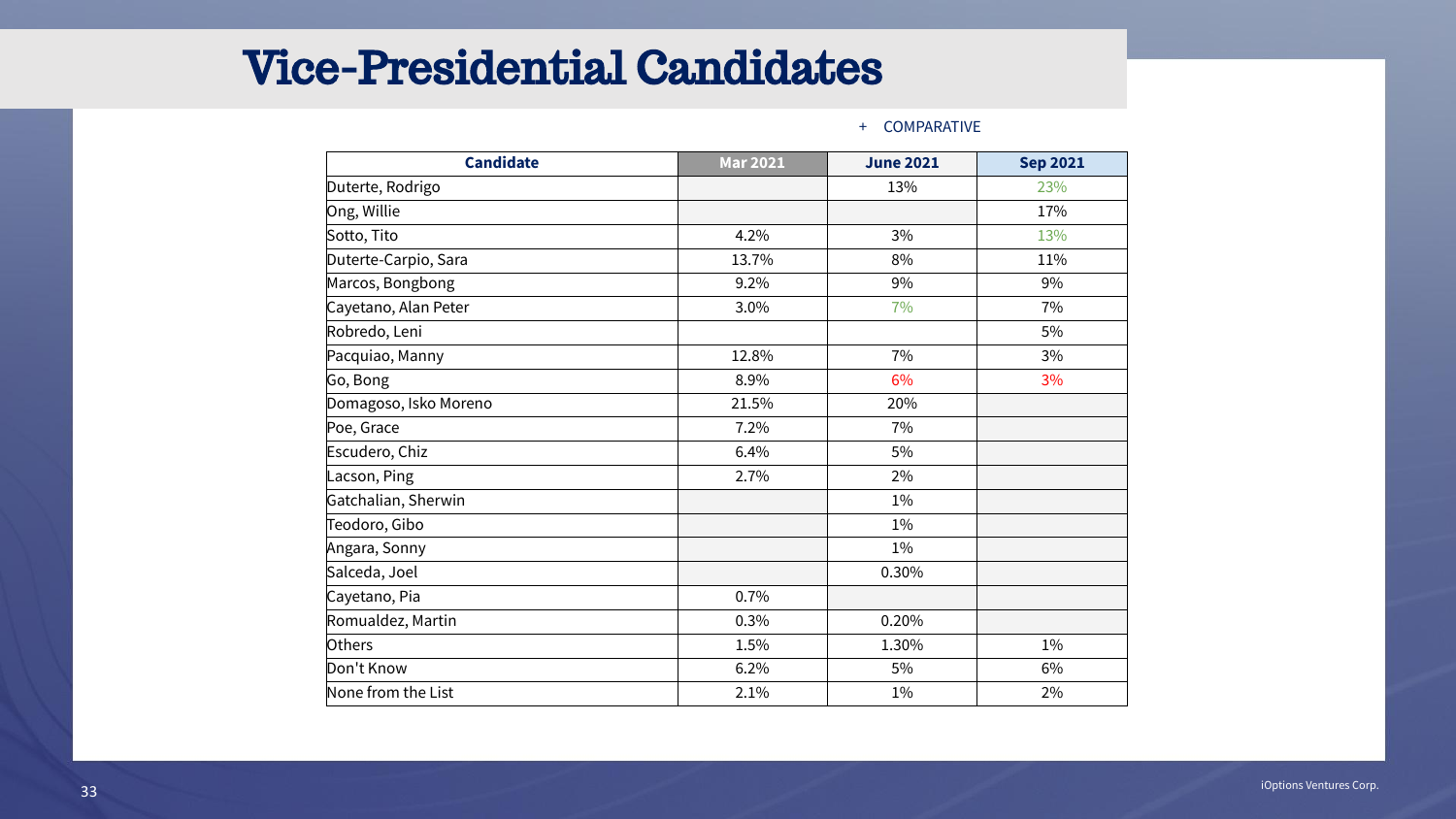# Vice-Presidential Candidates

+ COMPARATIVE

| Candidate | Mar 2021 | June 2021 | Sep 2021 |
|---|---|---|---|
| Duterte, Rodrigo | | 13% | 23% |
| Ong, Willie | | | 17% |
| Sotto, Tito | 4.2% | 3% | 13% |
| Duterte-Carpio, Sara | 13.7% | 8% | 11% |
| Marcos, Bongbong | 9.2% | 9% | 9% |
| Cayetano, Alan Peter | 3.0% | 7% | 7% |
| Robredo, Leni | | | 5% |
| Pacquiao, Manny | 12.8% | 7% | 3% |
| Go, Bong | 8.9% | 6% | 3% |
| Domagoso, Isko Moreno | 21.5% | 20% | |
| Poe, Grace | 7.2% | 7% | |
| Escudero, Chiz | 6.4% | 5% | |
| Lacson, Ping | 2.7% | 2% | |
| Gatchalian, Sherwin | | 1% | |
| Teodoro, Gibo | | 1% | |
| Angara, Sonny | | 1% | |
| Salceda, Joel | | 0.30% | |
| Cayetano, Pia | 0.7% | | |
| Romualdez, Martin | 0.3% | 0.20% | |
| Others | 1.5% | 1.30% | 1% |
| Don't Know | 6.2% | 5% | 6% |
| None from the List | 2.1% | 1% | 2% |

iOptions Ventures Corp.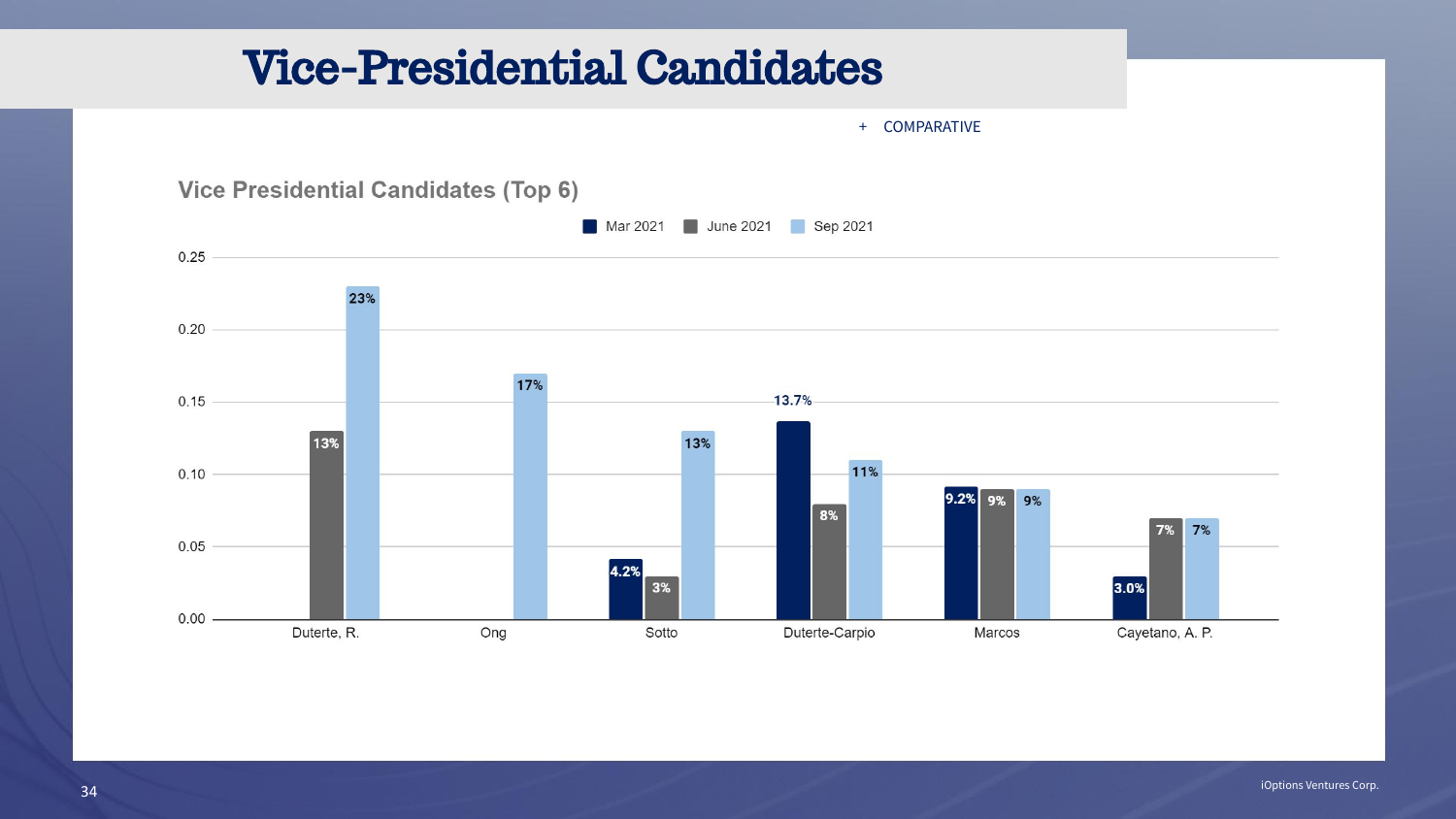# Vice-Presidential Candidates

+ COMPARATIVE

Vice Presidential Candidates (Top 6)

Mar 2021 | June 2021 | Sep 2021

0.25
0.20
0.15
0.10
0.05
0.00

Duterte, R.: 13%, 23%

Ong: 17%

Sotto: 4.2%, 3%, 13%

Duterte-Carpio: 13.7%, 8%, 11%

Marcos: 9.2%, 9%, 9%

Cayetano, A. P.: 3.0%, 7%, 7%

iOptions Ventures Corp.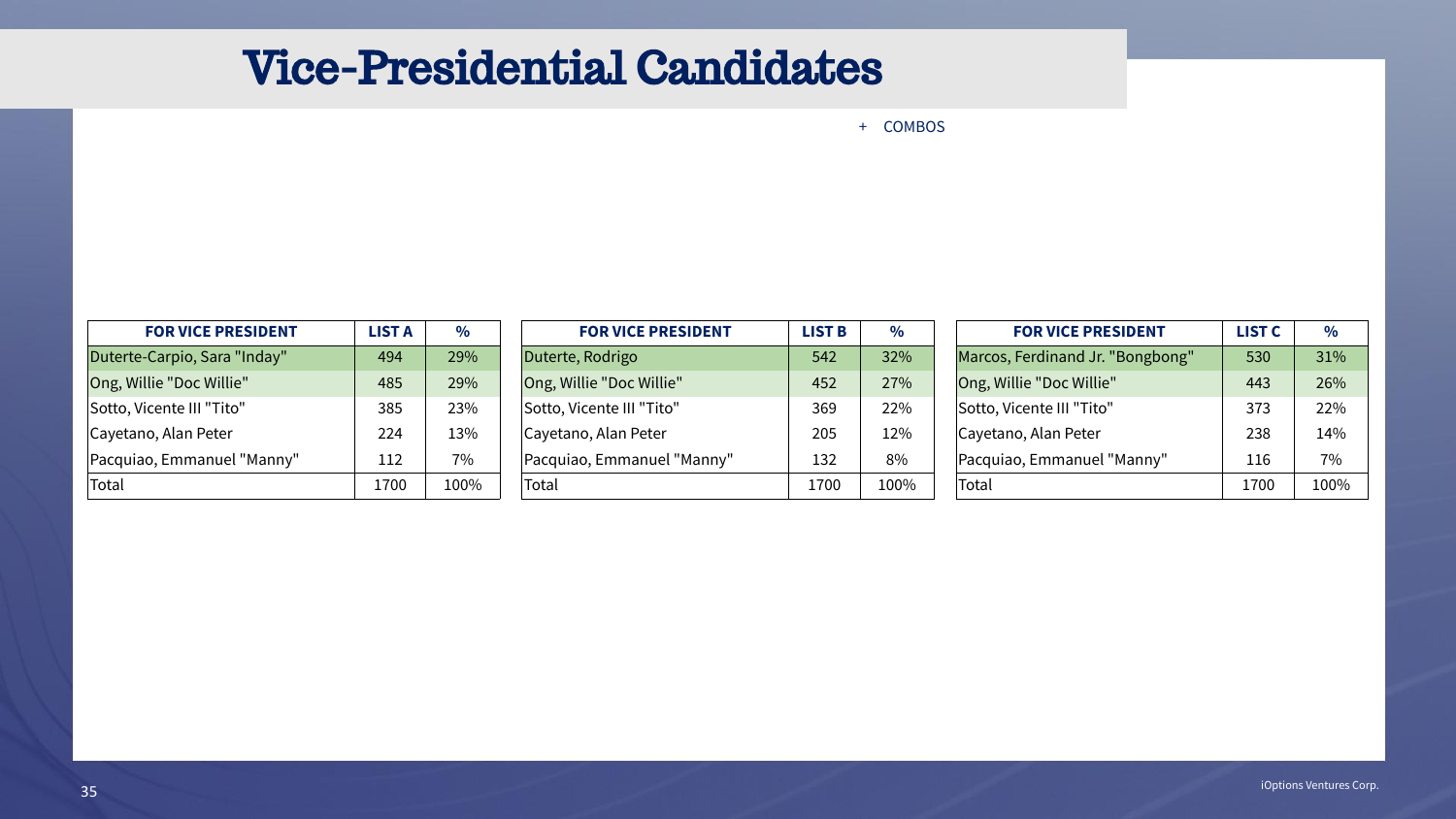# Vice-Presidential Candidates

+ COMBOS

| FOR VICE PRESIDENT | LIST A | % |
|---|---|---|
| Duterte-Carpio, Sara "Inday" | 494 | 29% |
| Ong, Willie "Doc Willie" | 485 | 29% |
| Sotto, Vicente III "Tito" | 385 | 23% |
| Cayetano, Alan Peter | 224 | 13% |
| Pacquiao, Emmanuel "Manny" | 112 | 7% |
| Total | 1700 | 100% |

| FOR VICE PRESIDENT | LIST B | % |
|---|---|---|
| Duterte, Rodrigo | 542 | 32% |
| Ong, Willie "Doc Willie" | 452 | 27% |
| Sotto, Vicente III "Tito" | 369 | 22% |
| Cayetano, Alan Peter | 205 | 12% |
| Pacquiao, Emmanuel "Manny" | 132 | 8% |
| Total | 1700 | 100% |

| FOR VICE PRESIDENT | LIST C | % |
|---|---|---|
| Marcos, Ferdinand Jr. "Bongbong" | 530 | 31% |
| Ong, Willie "Doc Willie" | 443 | 26% |
| Sotto, Vicente III "Tito" | 373 | 22% |
| Cayetano, Alan Peter | 238 | 14% |
| Pacquiao, Emmanuel "Manny" | 116 | 7% |
| Total | 1700 | 100% |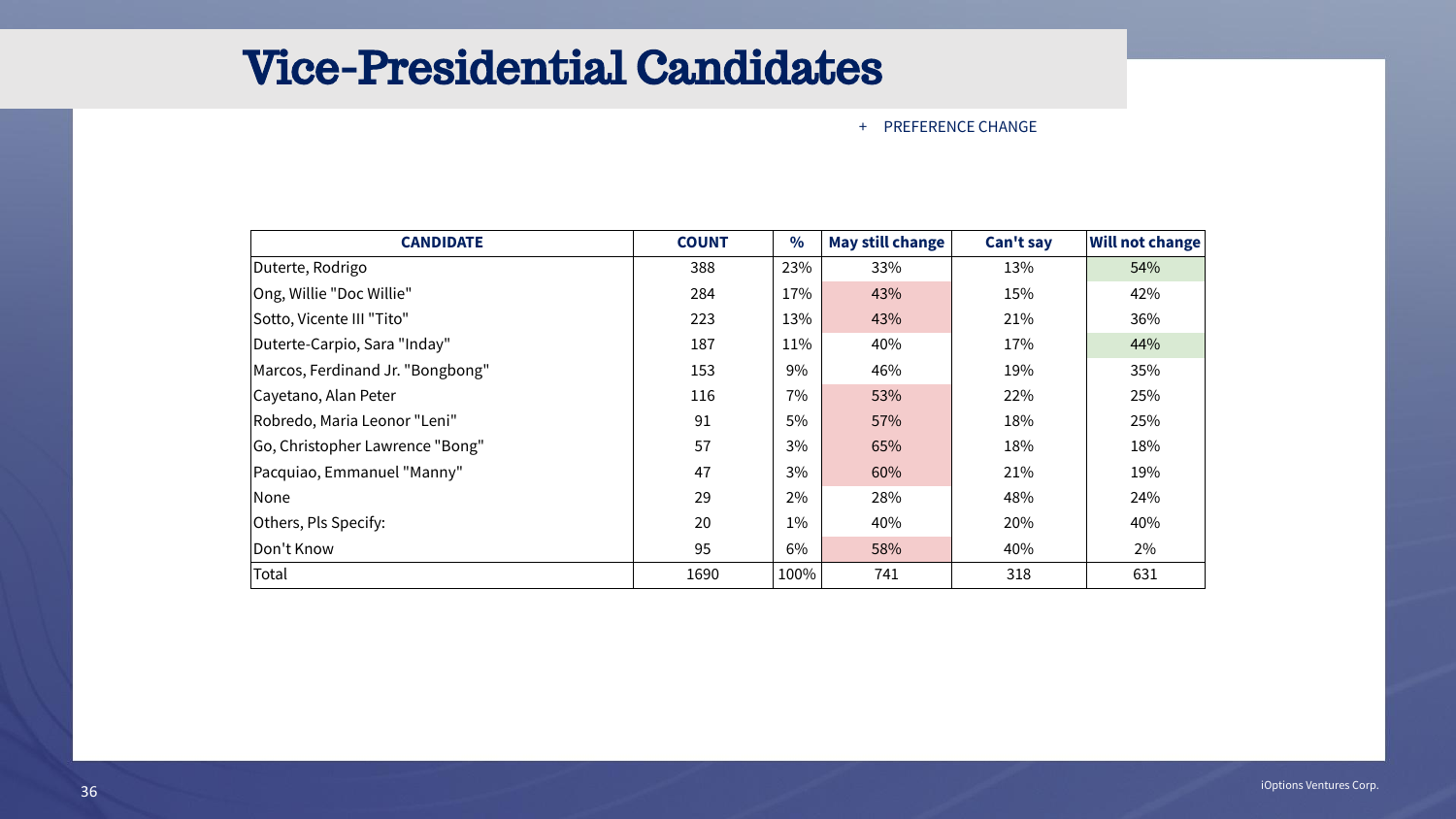# Vice-Presidential Candidates

+ PREFERENCE CHANGE

| CANDIDATE | COUNT | % | May still change | Can't say | Will not change |
|---|---|---|---|---|---|
| Duterte, Rodrigo | 388 | 23% | 33% | 13% | 54% |
| Ong, Willie "Doc Willie" | 284 | 17% | 43% | 15% | 42% |
| Sotto, Vicente III "Tito" | 223 | 13% | 43% | 21% | 36% |
| Duterte-Carpio, Sara "Inday" | 187 | 11% | 40% | 17% | 44% |
| Marcos, Ferdinand Jr. "Bongbong" | 153 | 9% | 46% | 19% | 35% |
| Cayetano, Alan Peter | 116 | 7% | 53% | 22% | 25% |
| Robredo, Maria Leonor "Leni" | 91 | 5% | 57% | 18% | 25% |
| Go, Christopher Lawrence "Bong" | 57 | 3% | 65% | 18% | 18% |
| Pacquiao, Emmanuel "Manny" | 47 | 3% | 60% | 21% | 19% |
| None | 29 | 2% | 28% | 48% | 24% |
| Others, Pls Specify: | 20 | 1% | 40% | 20% | 40% |
| Don't Know | 95 | 6% | 58% | 40% | 2% |
| Total | 1690 | 100% | 741 | 318 | 631 |

iOptions Ventures Corp.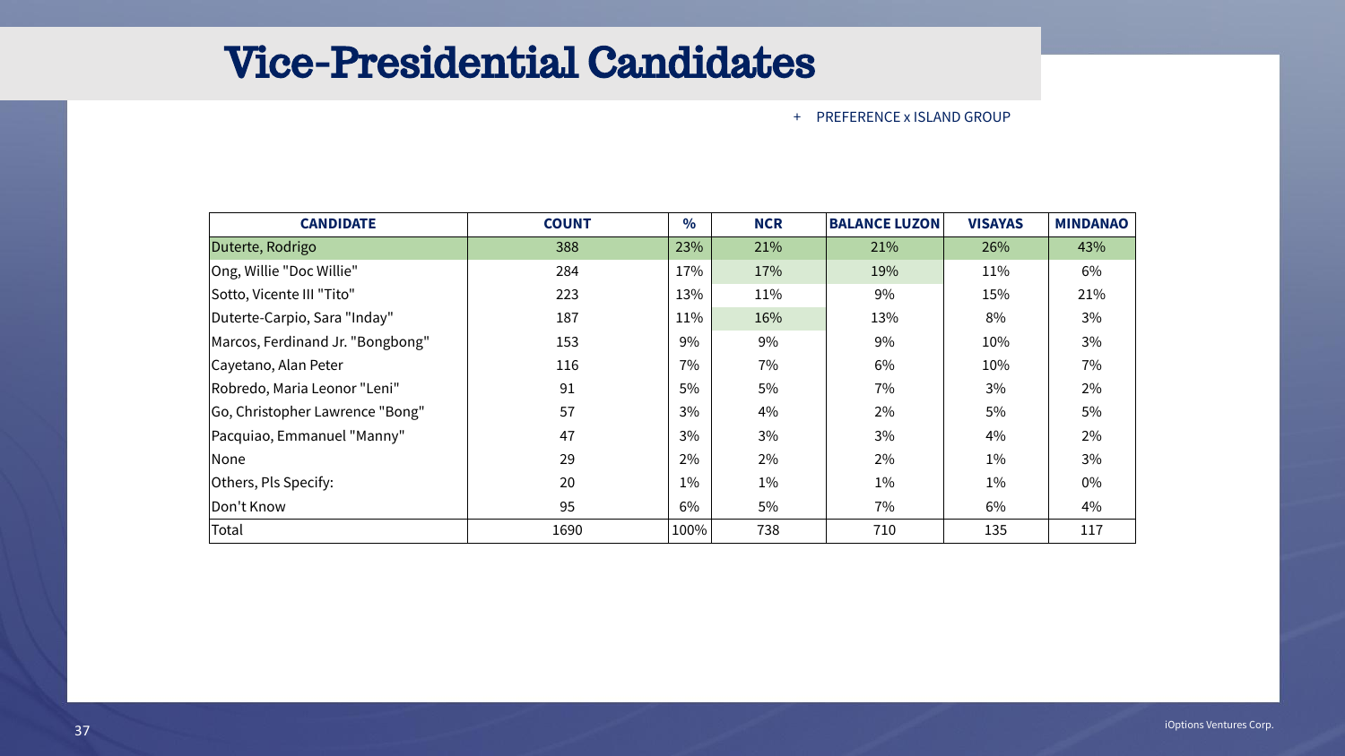# Vice-Presidential Candidates

+ PREFERENCE x ISLAND GROUP

| CANDIDATE | COUNT | % | NCR | BALANCE LUZON | VISAYAS | MINDANAO |
|---|---|---|---|---|---|---|
| Duterte, Rodrigo | 388 | 23% | 21% | 21% | 26% | 43% |
| Ong, Willie "Doc Willie" | 284 | 17% | 17% | 19% | 11% | 6% |
| Sotto, Vicente III "Tito" | 223 | 13% | 11% | 9% | 15% | 21% |
| Duterte-Carpio, Sara "Inday" | 187 | 11% | 16% | 13% | 8% | 3% |
| Marcos, Ferdinand Jr. "Bongbong" | 153 | 9% | 9% | 9% | 10% | 3% |
| Cayetano, Alan Peter | 116 | 7% | 7% | 6% | 10% | 7% |
| Robredo, Maria Leonor "Leni" | 91 | 5% | 5% | 7% | 3% | 2% |
| Go, Christopher Lawrence "Bong" | 57 | 3% | 4% | 2% | 5% | 5% |
| Pacquiao, Emmanuel "Manny" | 47 | 3% | 3% | 3% | 4% | 2% |
| None | 29 | 2% | 2% | 2% | 1% | 3% |
| Others, Pls Specify: | 20 | 1% | 1% | 1% | 1% | 0% |
| Don't Know | 95 | 6% | 5% | 7% | 6% | 4% |
| Total | 1690 | 100% | 738 | 710 | 135 | 117 |

iOptions Ventures Corp.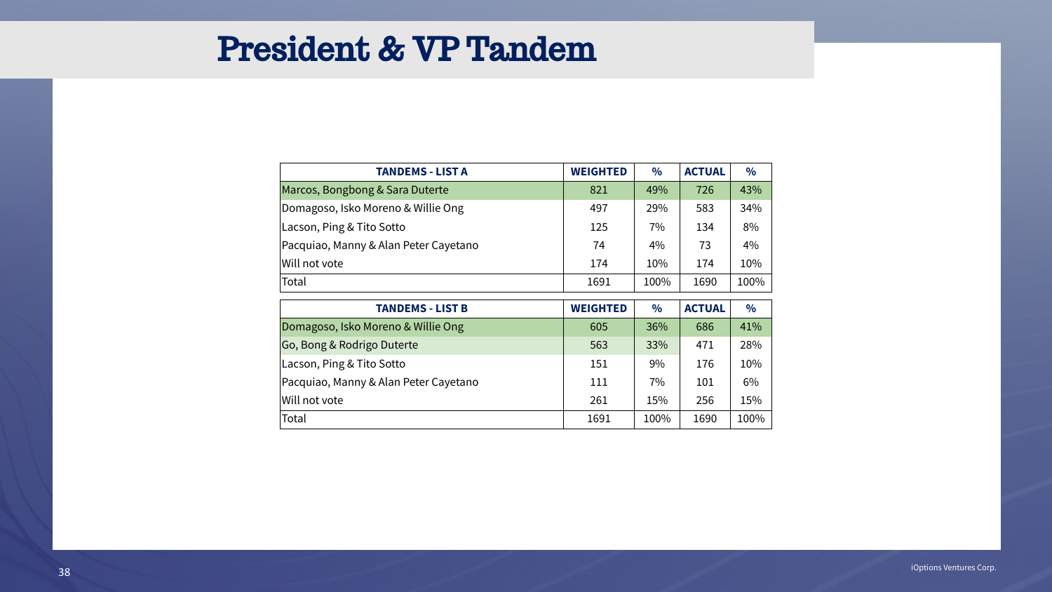# President & VP Tandem

| TANDEMS - LIST A | WEIGHTED | % | ACTUAL | % |
|---|---|---|---|---|
| Marcos, Bongbong & Sara Duterte | 821 | 49% | 726 | 43% |
| Domagoso, Isko Moreno & Willie Ong | 497 | 29% | 583 | 34% |
| Lacson, Ping & Tito Sotto | 125 | 7% | 134 | 8% |
| Pacquiao, Manny & Alan Peter Cayetano | 74 | 4% | 73 | 4% |
| Will not vote | 174 | 10% | 174 | 10% |
| Total | 1691 | 100% | 1690 | 100% |

| TANDEMS - LIST B | WEIGHTED | % | ACTUAL | % |
|---|---|---|---|---|
| Domagoso, Isko Moreno & Willie Ong | 605 | 36% | 686 | 41% |
| Go, Bong & Rodrigo Duterte | 563 | 33% | 471 | 28% |
| Lacson, Ping & Tito Sotto | 151 | 9% | 176 | 10% |
| Pacquiao, Manny & Alan Peter Cayetano | 111 | 7% | 101 | 6% |
| Will not vote | 261 | 15% | 256 | 15% |
| Total | 1691 | 100% | 1690 | 100% |

iOptions Ventures Corp.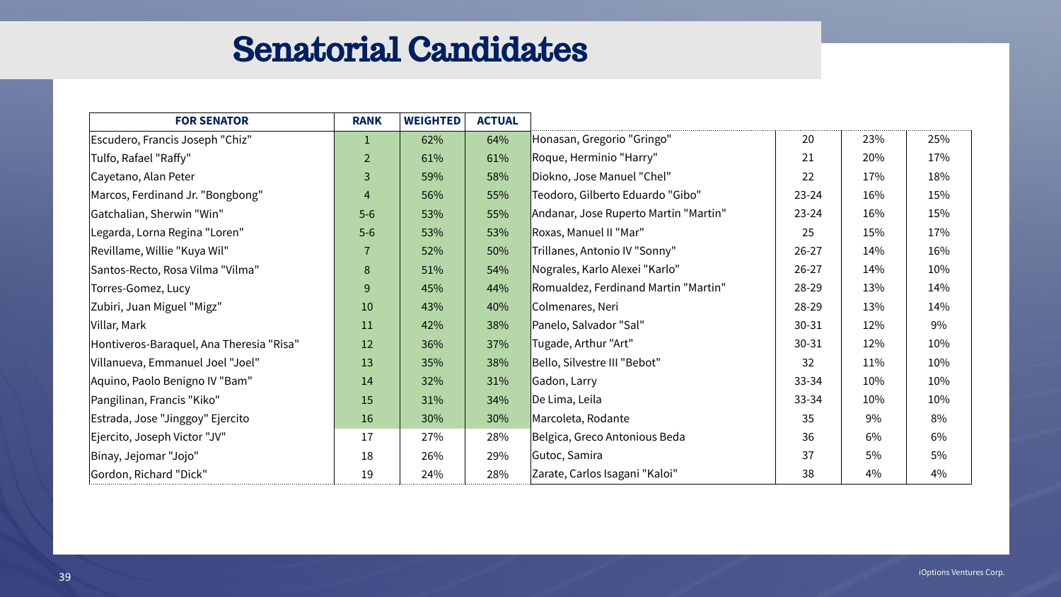# Senatorial Candidates

| FOR SENATOR | RANK | WEIGHTED | ACTUAL | | | | |
|---|---|---|---|---|---|---|---|
| Escudero, Francis Joseph "Chiz" | 1 | 62% | 64% | Honasan, Gregorio "Gringo" | 20 | 23% | 25% |
| Tulfo, Rafael "Raffy" | 2 | 61% | 61% | Roque, Herminio "Harry" | 21 | 20% | 17% |
| Cayetano, Alan Peter | 3 | 59% | 58% | Diokno, Jose Manuel "Chel" | 22 | 17% | 18% |
| Marcos, Ferdinand Jr. "Bongbong" | 4 | 56% | 55% | Teodoro, Gilberto Eduardo "Gibo" | 23-24 | 16% | 15% |
| Gatchalian, Sherwin "Win" | 5-6 | 53% | 55% | Andanar, Jose Ruperto Martin "Martin" | 23-24 | 16% | 15% |
| Legarda, Lorna Regina "Loren" | 5-6 | 53% | 53% | Roxas, Manuel II "Mar" | 25 | 15% | 17% |
| Revillame, Willie "Kuya Wil" | 7 | 52% | 50% | Trillanes, Antonio IV "Sonny" | 26-27 | 14% | 16% |
| Santos-Recto, Rosa Vilma "Vilma" | 8 | 51% | 54% | Nograles, Karlo Alexei "Karlo" | 26-27 | 14% | 10% |
| Torres-Gomez, Lucy | 9 | 45% | 44% | Romualdez, Ferdinand Martin "Martin" | 28-29 | 13% | 14% |
| Zubiri, Juan Miguel "Migz" | 10 | 43% | 40% | Colmenares, Neri | 28-29 | 13% | 14% |
| Villar, Mark | 11 | 42% | 38% | Panelo, Salvador "Sal" | 30-31 | 12% | 9% |
| Hontiveros-Baraquel, Ana Theresia "Risa" | 12 | 36% | 37% | Tugade, Arthur "Art" | 30-31 | 12% | 10% |
| Villanueva, Emmanuel Joel "Joel" | 13 | 35% | 38% | Bello, Silvestre III "Bebot" | 32 | 11% | 10% |
| Aquino, Paolo Benigno IV "Bam" | 14 | 32% | 31% | Gadon, Larry | 33-34 | 10% | 10% |
| Pangilinan, Francis "Kiko" | 15 | 31% | 34% | De Lima, Leila | 33-34 | 10% | 10% |
| Estrada, Jose "Jinggoy" Ejercito | 16 | 30% | 30% | Marcoleta, Rodante | 35 | 9% | 8% |
| Ejercito, Joseph Victor "JV" | 17 | 27% | 28% | Belgica, Greco Antonious Beda | 36 | 6% | 6% |
| Binay, Jejomar "Jojo" | 18 | 26% | 29% | Gutoc, Samira | 37 | 5% | 5% |
| Gordon, Richard "Dick" | 19 | 24% | 28% | Zarate, Carlos Isagani "Kaloi" | 38 | 4% | 4% |

iOptions Ventures Corp.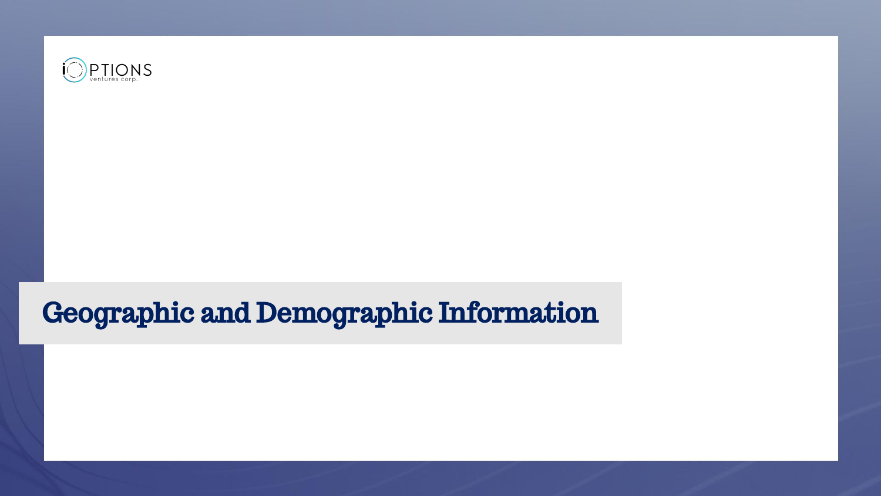# Geographic and Demographic Information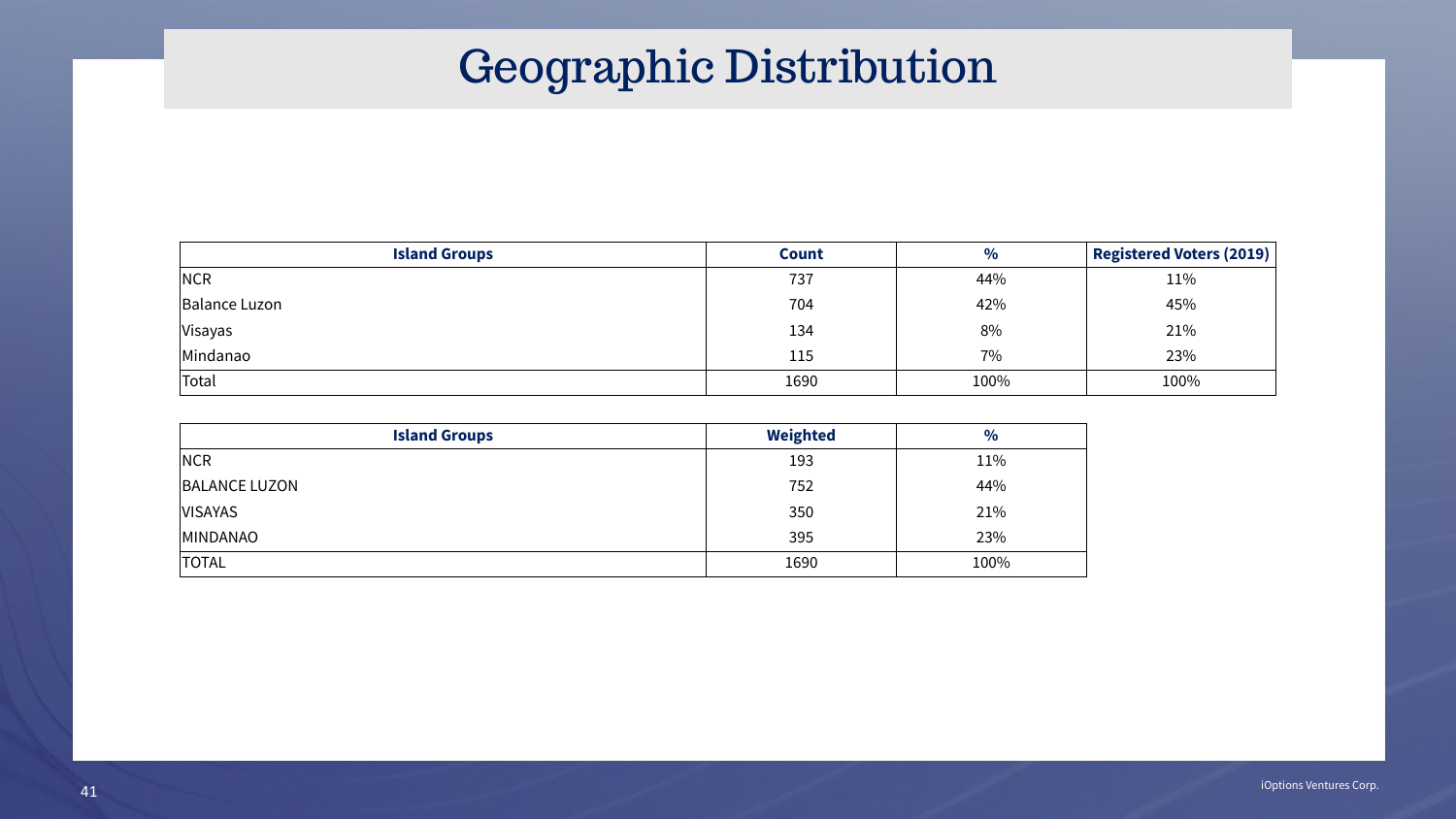# Geographic Distribution

| Island Groups | Count | % | Registered Voters (2019) |
|---|---|---|---|
| NCR | 737 | 44% | 11% |
| Balance Luzon | 704 | 42% | 45% |
| Visayas | 134 | 8% | 21% |
| Mindanao | 115 | 7% | 23% |
| Total | 1690 | 100% | 100% |

| Island Groups | Weighted | % |
|---|---|---|
| NCR | 193 | 11% |
| BALANCE LUZON | 752 | 44% |
| VISAYAS | 350 | 21% |
| MINDANAO | 395 | 23% |
| TOTAL | 1690 | 100% |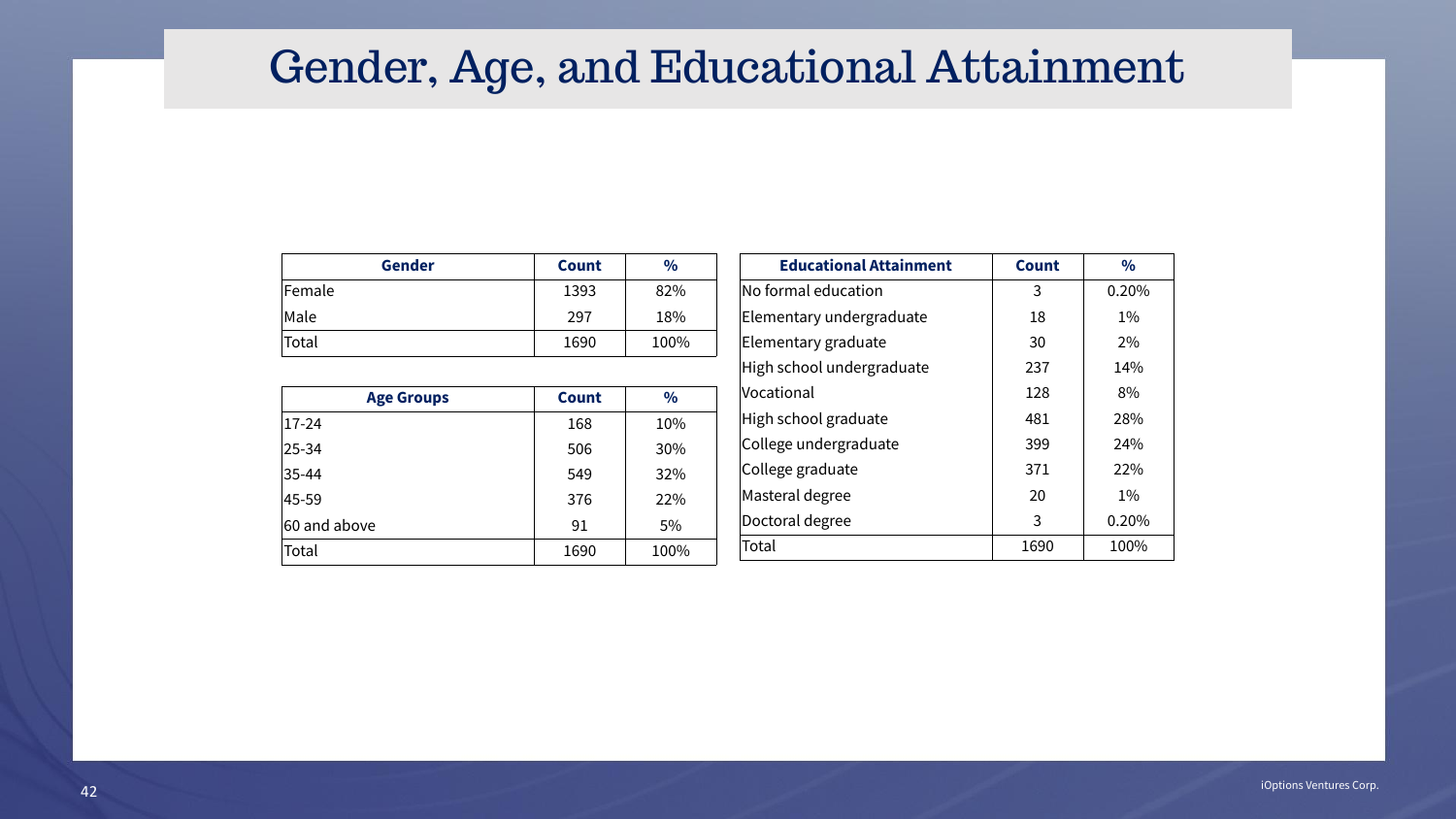# Gender, Age, and Educational Attainment

| Gender | Count | % |
|---|---|---|
| Female | 1393 | 82% |
| Male | 297 | 18% |
| Total | 1690 | 100% |

| Age Groups | Count | % |
|---|---|---|
| 17-24 | 168 | 10% |
| 25-34 | 506 | 30% |
| 35-44 | 549 | 32% |
| 45-59 | 376 | 22% |
| 60 and above | 91 | 5% |
| Total | 1690 | 100% |

| Educational Attainment | Count | % |
|---|---|---|
| No formal education | 3 | 0.20% |
| Elementary undergraduate | 18 | 1% |
| Elementary graduate | 30 | 2% |
| High school undergraduate | 237 | 14% |
| Vocational | 128 | 8% |
| High school graduate | 481 | 28% |
| College undergraduate | 399 | 24% |
| College graduate | 371 | 22% |
| Masteral degree | 20 | 1% |
| Doctoral degree | 3 | 0.20% |
| Total | 1690 | 100% |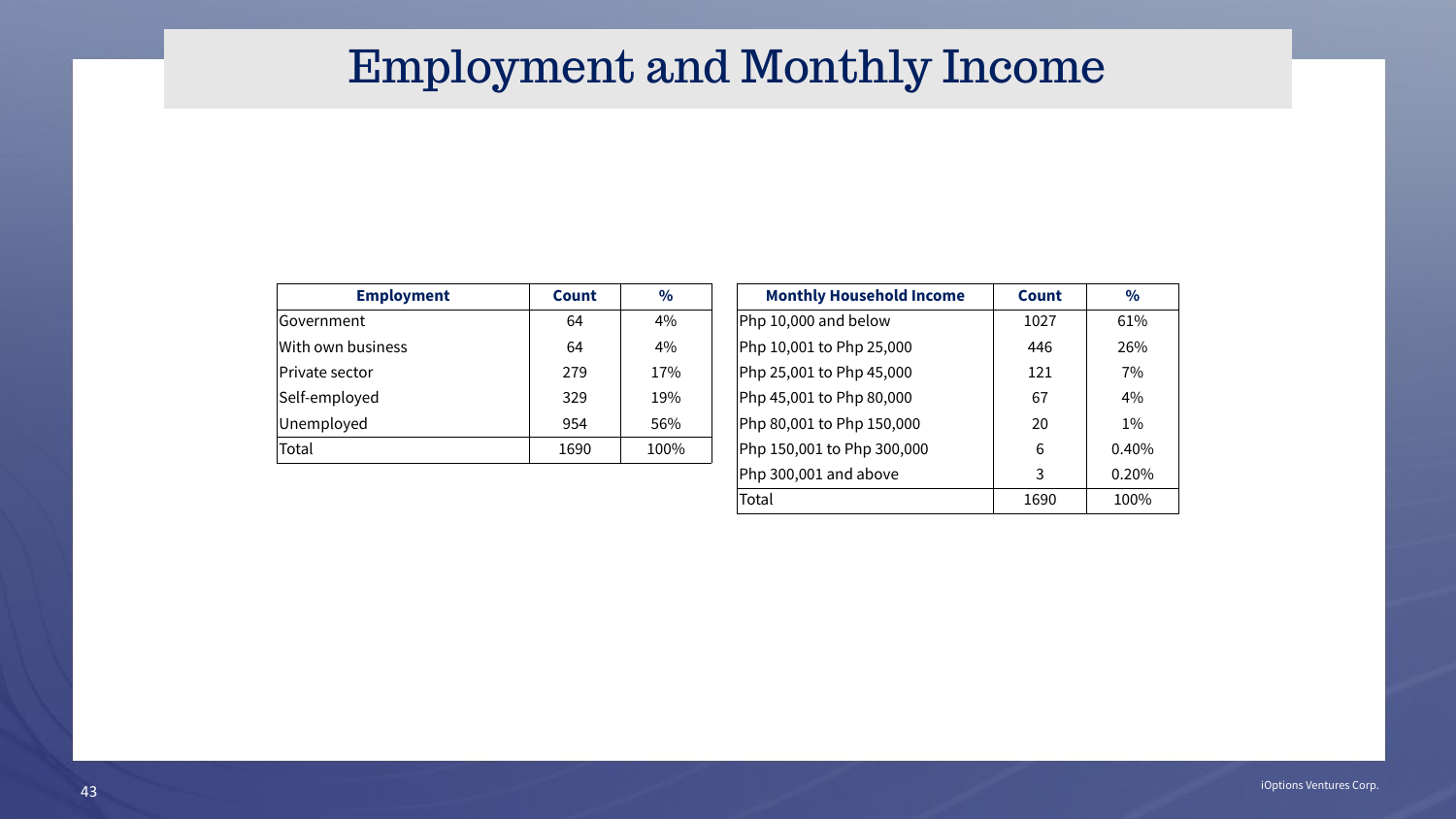# Employment and Monthly Income

| Employment | Count | % |
|---|---|---|
| Government | 64 | 4% |
| With own business | 64 | 4% |
| Private sector | 279 | 17% |
| Self-employed | 329 | 19% |
| Unemployed | 954 | 56% |
| Total | 1690 | 100% |

| Monthly Household Income | Count | % |
|---|---|---|
| Php 10,000 and below | 1027 | 61% |
| Php 10,001 to Php 25,000 | 446 | 26% |
| Php 25,001 to Php 45,000 | 121 | 7% |
| Php 45,001 to Php 80,000 | 67 | 4% |
| Php 80,001 to Php 150,000 | 20 | 1% |
| Php 150,001 to Php 300,000 | 6 | 0.40% |
| Php 300,001 and above | 3 | 0.20% |
| Total | 1690 | 100% |

iOptions Ventures Corp.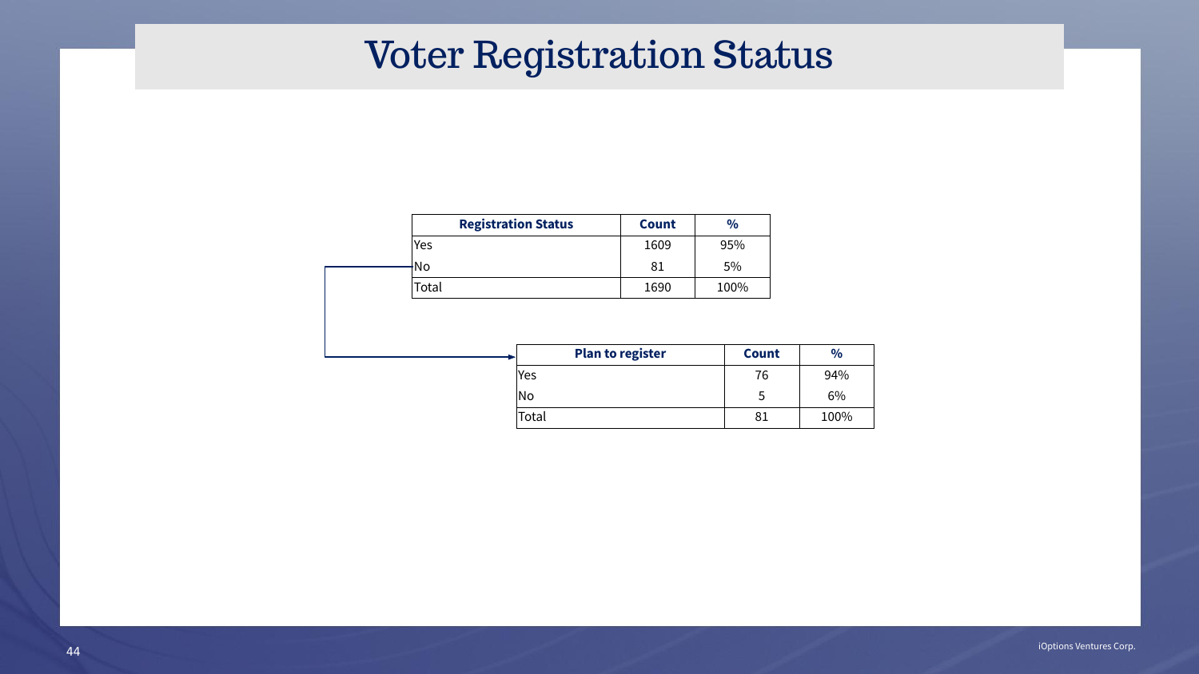# Voter Registration Status

| Registration Status | Count | % |
|---|---|---|
| Yes | 1609 | 95% |
| No | 81 | 5% |
| Total | 1690 | 100% |

| Plan to register | Count | % |
|---|---|---|
| Yes | 76 | 94% |
| No | 5 | 6% |
| Total | 81 | 100% |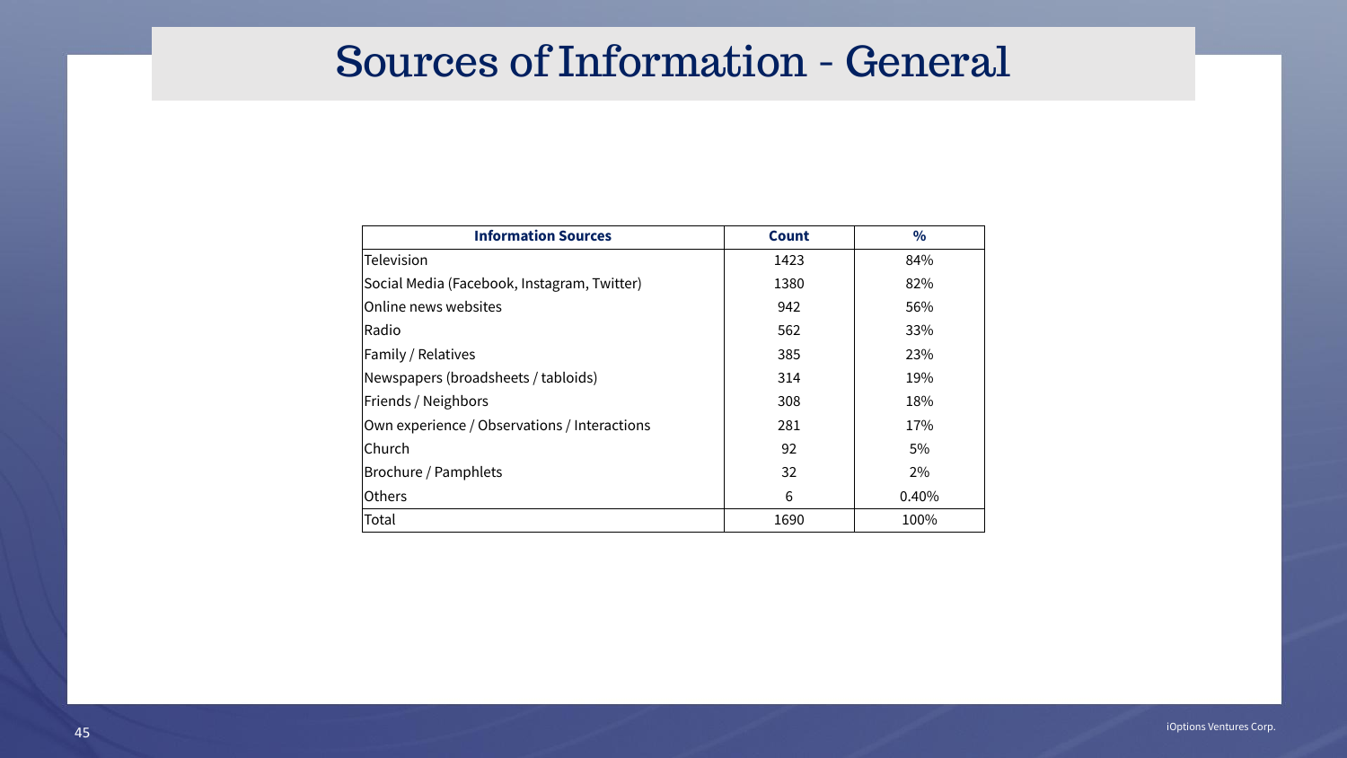# Sources of Information - General

| Information Sources | Count | % |
|---|---|---|
| Television | 1423 | 84% |
| Social Media (Facebook, Instagram, Twitter) | 1380 | 82% |
| Online news websites | 942 | 56% |
| Radio | 562 | 33% |
| Family / Relatives | 385 | 23% |
| Newspapers (broadsheets / tabloids) | 314 | 19% |
| Friends / Neighbors | 308 | 18% |
| Own experience / Observations / Interactions | 281 | 17% |
| Church | 92 | 5% |
| Brochure / Pamphlets | 32 | 2% |
| Others | 6 | 0.40% |
| Total | 1690 | 100% |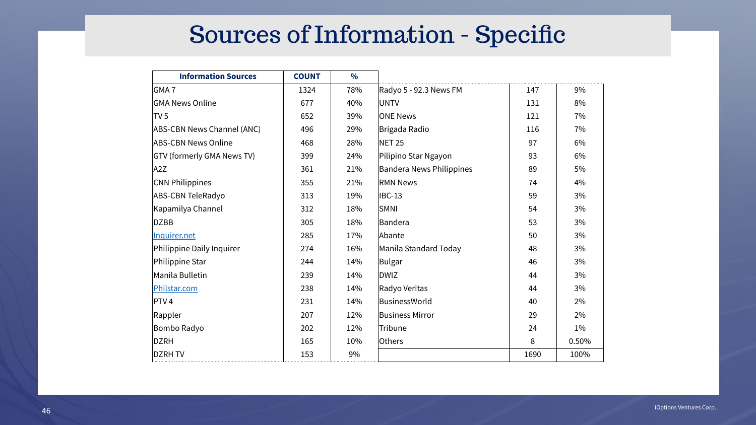# Sources of Information - Specific

| Information Sources | COUNT | % | | | |
|---|---|---|---|---|---|
| GMA 7 | 1324 | 78% | Radyo 5 - 92.3 News FM | 147 | 9% |
| GMA News Online | 677 | 40% | UNTV | 131 | 8% |
| TV 5 | 652 | 39% | ONE News | 121 | 7% |
| ABS-CBN News Channel (ANC) | 496 | 29% | Brigada Radio | 116 | 7% |
| ABS-CBN News Online | 468 | 28% | NET 25 | 97 | 6% |
| GTV (formerly GMA News TV) | 399 | 24% | Pilipino Star Ngayon | 93 | 6% |
| A2Z | 361 | 21% | Bandera News Philippines | 89 | 5% |
| CNN Philippines | 355 | 21% | RMN News | 74 | 4% |
| ABS-CBN TeleRadyo | 313 | 19% | IBC-13 | 59 | 3% |
| Kapamilya Channel | 312 | 18% | SMNI | 54 | 3% |
| DZBB | 305 | 18% | Bandera | 53 | 3% |
| Inquirer.net | 285 | 17% | Abante | 50 | 3% |
| Philippine Daily Inquirer | 274 | 16% | Manila Standard Today | 48 | 3% |
| Philippine Star | 244 | 14% | Bulgar | 46 | 3% |
| Manila Bulletin | 239 | 14% | DWIZ | 44 | 3% |
| Philstar.com | 238 | 14% | Radyo Veritas | 44 | 3% |
| PTV 4 | 231 | 14% | BusinessWorld | 40 | 2% |
| Rappler | 207 | 12% | Business Mirror | 29 | 2% |
| Bombo Radyo | 202 | 12% | Tribune | 24 | 1% |
| DZRH | 165 | 10% | Others | 8 | 0.50% |
| DZRH TV | 153 | 9% | | 1690 | 100% |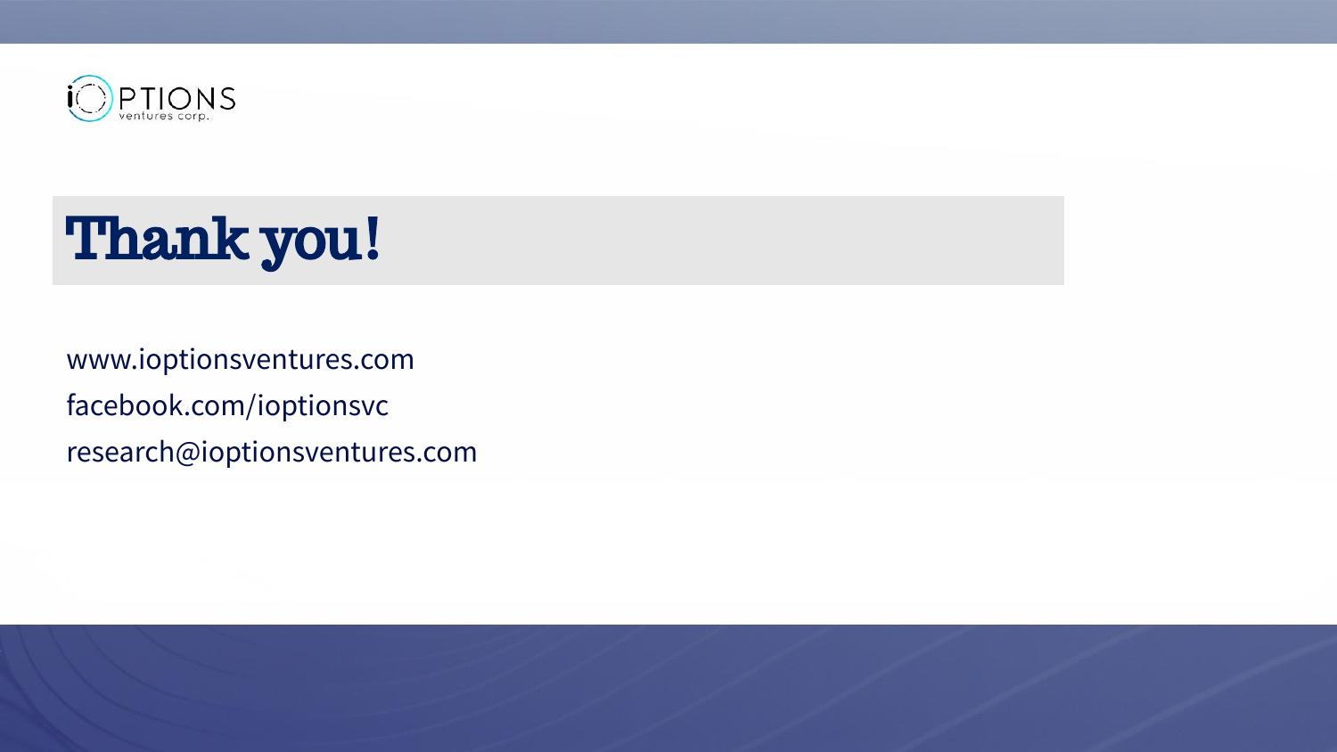# Thank you!

www.ioptionsventures.com

facebook.com/ioptionsvc

research@ioptionsventures.com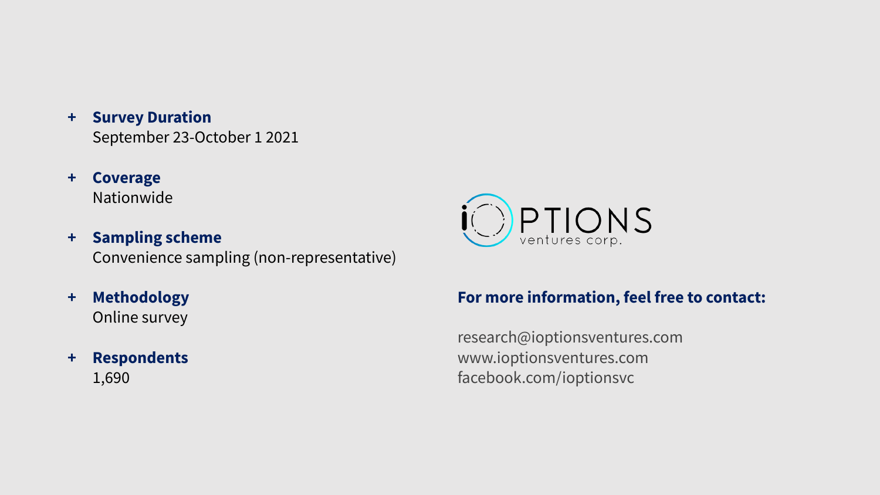- **Survey Duration**
  September 23-October 1 2021
- **Coverage**
  Nationwide
- **Sampling scheme**
  Convenience sampling (non-representative)
- **Methodology**
  Online survey
- **Respondents**
  1,690

iOPTIONS ventures corp.

**For more information, feel free to contact:**

research@ioptionsventures.com
www.ioptionsventures.com
facebook.com/ioptionsvc